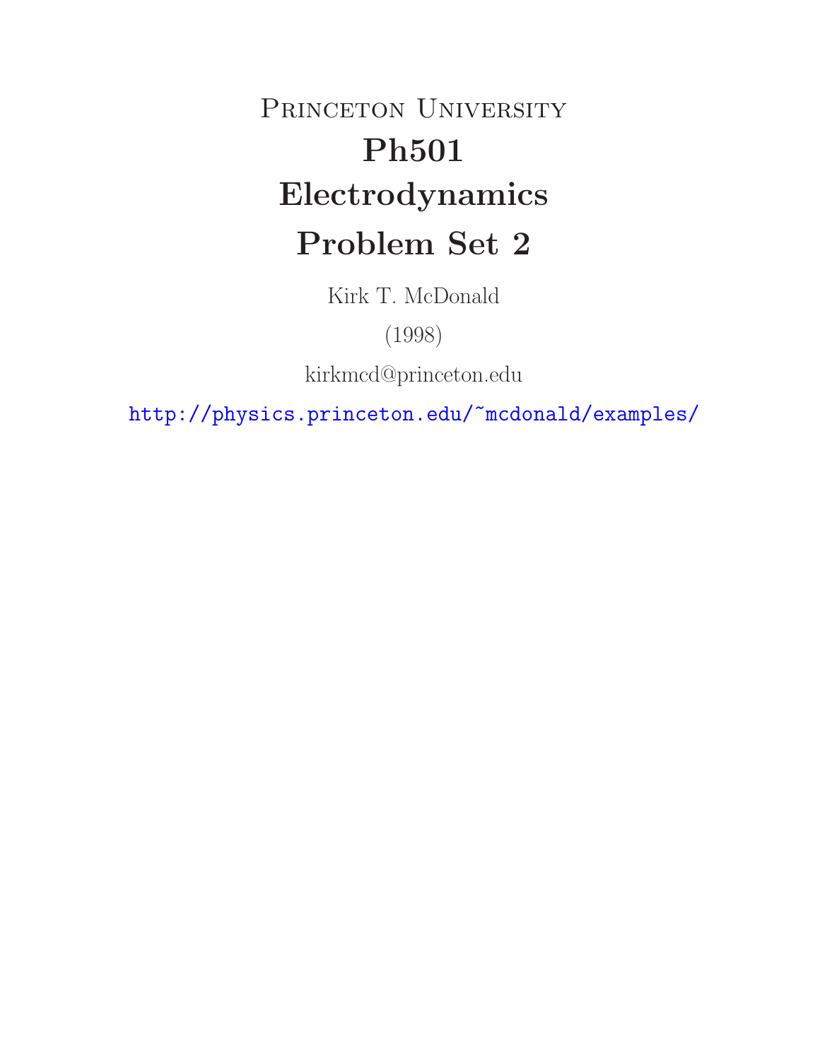# Princeton University

# Ph501

# Electrodynamics

# Problem Set 2

Kirk T. McDonald

(1998)

kirkmcd@princeton.edu

http://physics.princeton.edu/~mcdonald/examples/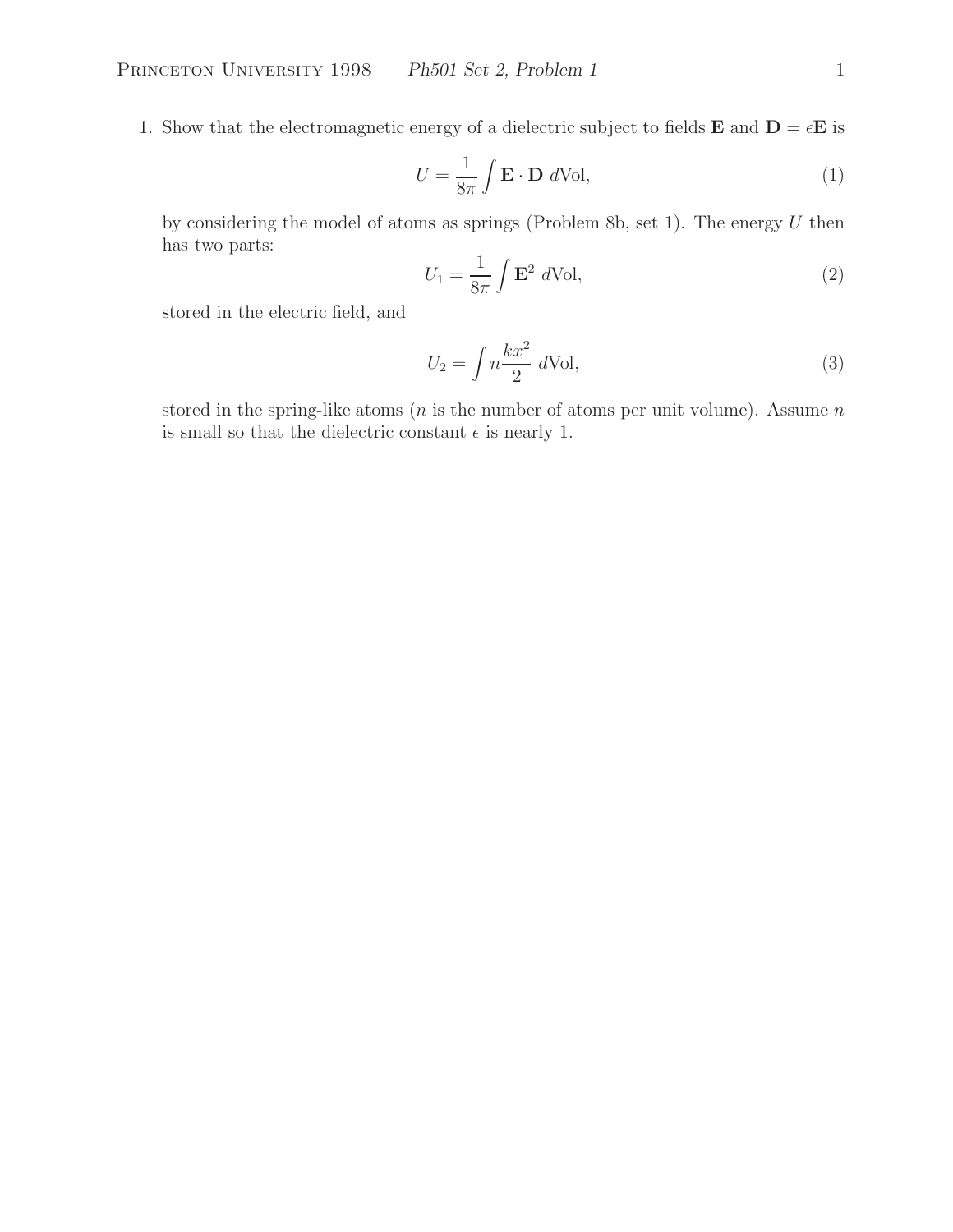1. Show that the electromagnetic energy of a dielectric subject to fields $\mathbf{E}$ and $\mathbf{D} = \epsilon\mathbf{E}$ is

$$U = \frac{1}{8\pi}\int \mathbf{E}\cdot\mathbf{D}\ d\text{Vol}, \tag{1}$$

by considering the model of atoms as springs (Problem 8b, set 1). The energy $U$ then has two parts:

$$U_1 = \frac{1}{8\pi}\int \mathbf{E}^2\ d\text{Vol}, \tag{2}$$

stored in the electric field, and

$$U_2 = \int n\frac{kx^2}{2}\ d\text{Vol}, \tag{3}$$

stored in the spring-like atoms ($n$ is the number of atoms per unit volume). Assume $n$ is small so that the dielectric constant $\epsilon$ is nearly 1.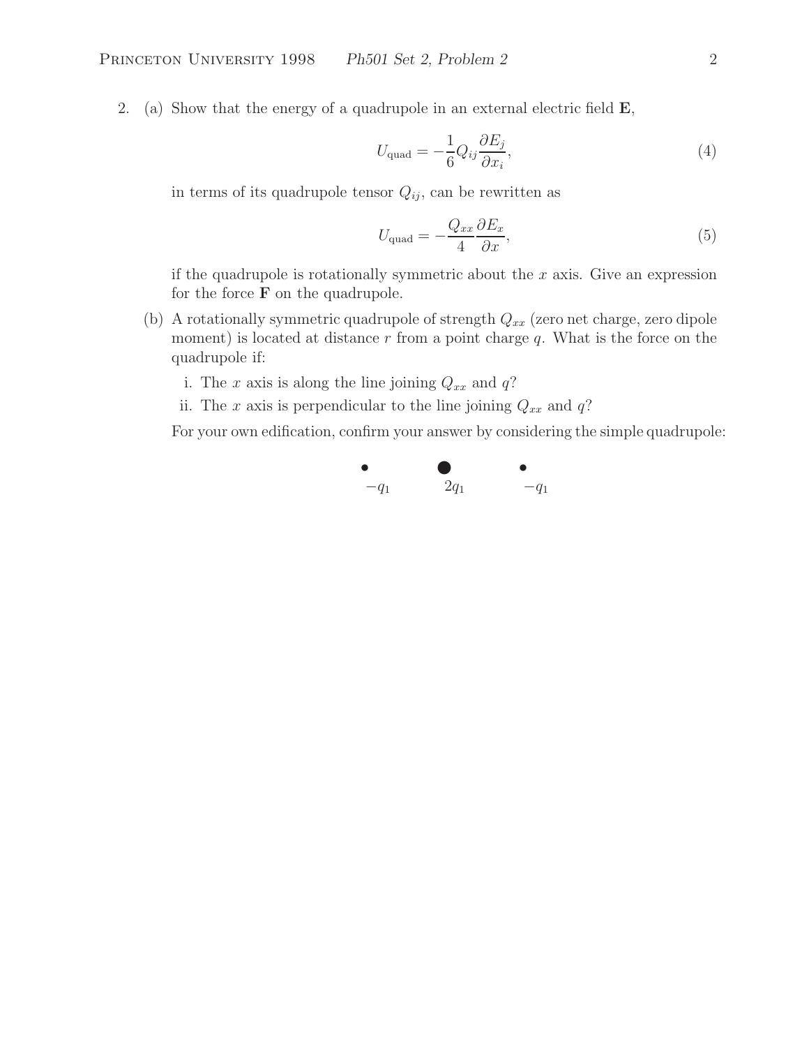2. (a) Show that the energy of a quadrupole in an external electric field $\mathbf{E}$,

$$U_{\text{quad}} = -\frac{1}{6} Q_{ij} \frac{\partial E_j}{\partial x_i}, \tag{4}$$

in terms of its quadrupole tensor $Q_{ij}$, can be rewritten as

$$U_{\text{quad}} = -\frac{Q_{xx}}{4} \frac{\partial E_x}{\partial x}, \tag{5}$$

if the quadrupole is rotationally symmetric about the $x$ axis. Give an expression for the force $\mathbf{F}$ on the quadrupole.

(b) A rotationally symmetric quadrupole of strength $Q_{xx}$ (zero net charge, zero dipole moment) is located at distance $r$ from a point charge $q$. What is the force on the quadrupole if:

   i. The $x$ axis is along the line joining $Q_{xx}$ and $q$?

   ii. The $x$ axis is perpendicular to the line joining $Q_{xx}$ and $q$?

For your own edification, confirm your answer by considering the simple quadrupole:

$-q_1$ $\quad\quad$ $2q_1$ $\quad\quad$ $-q_1$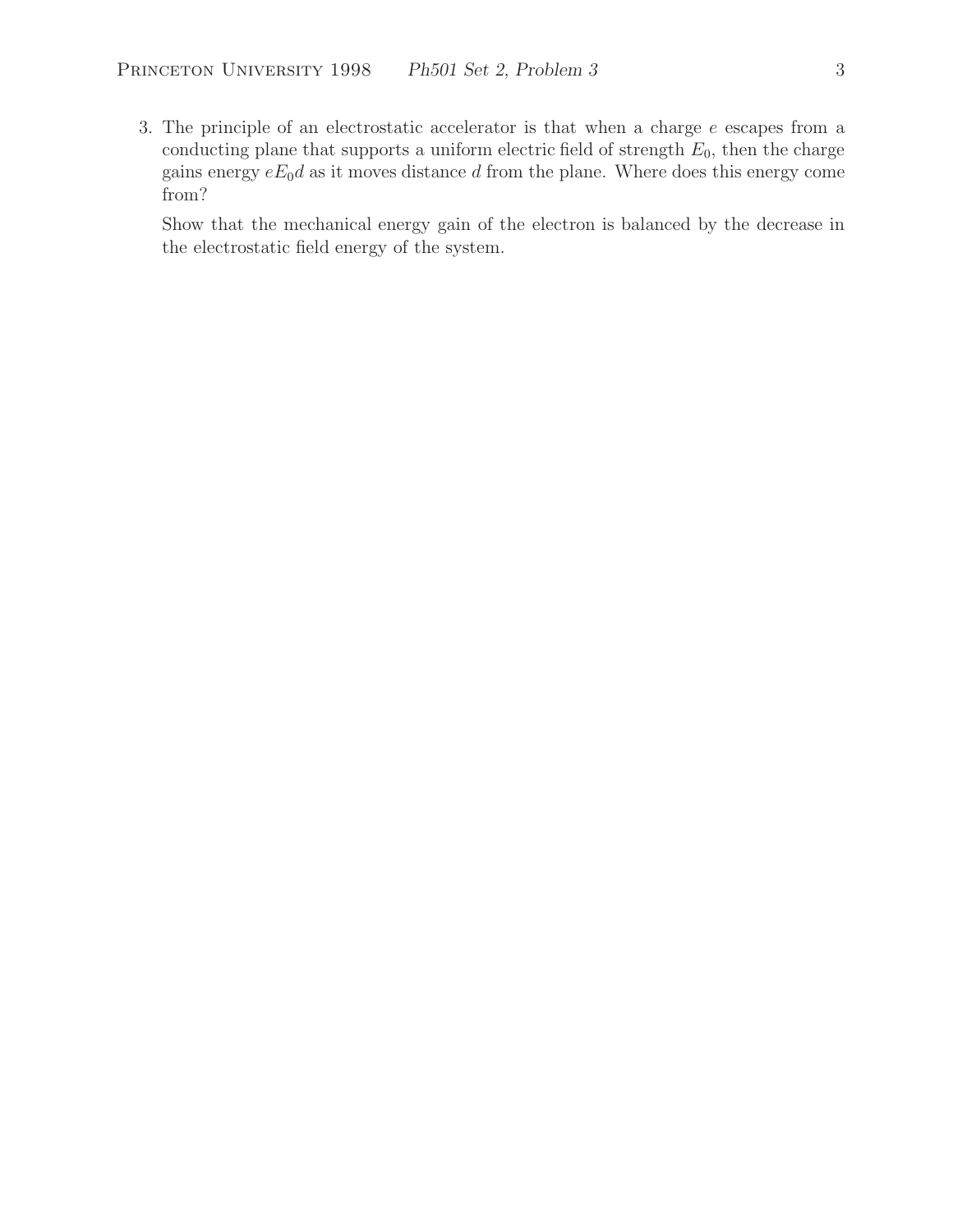3. The principle of an electrostatic accelerator is that when a charge $e$ escapes from a conducting plane that supports a uniform electric field of strength $E_0$, then the charge gains energy $eE_0d$ as it moves distance $d$ from the plane. Where does this energy come from?

   Show that the mechanical energy gain of the electron is balanced by the decrease in the electrostatic field energy of the system.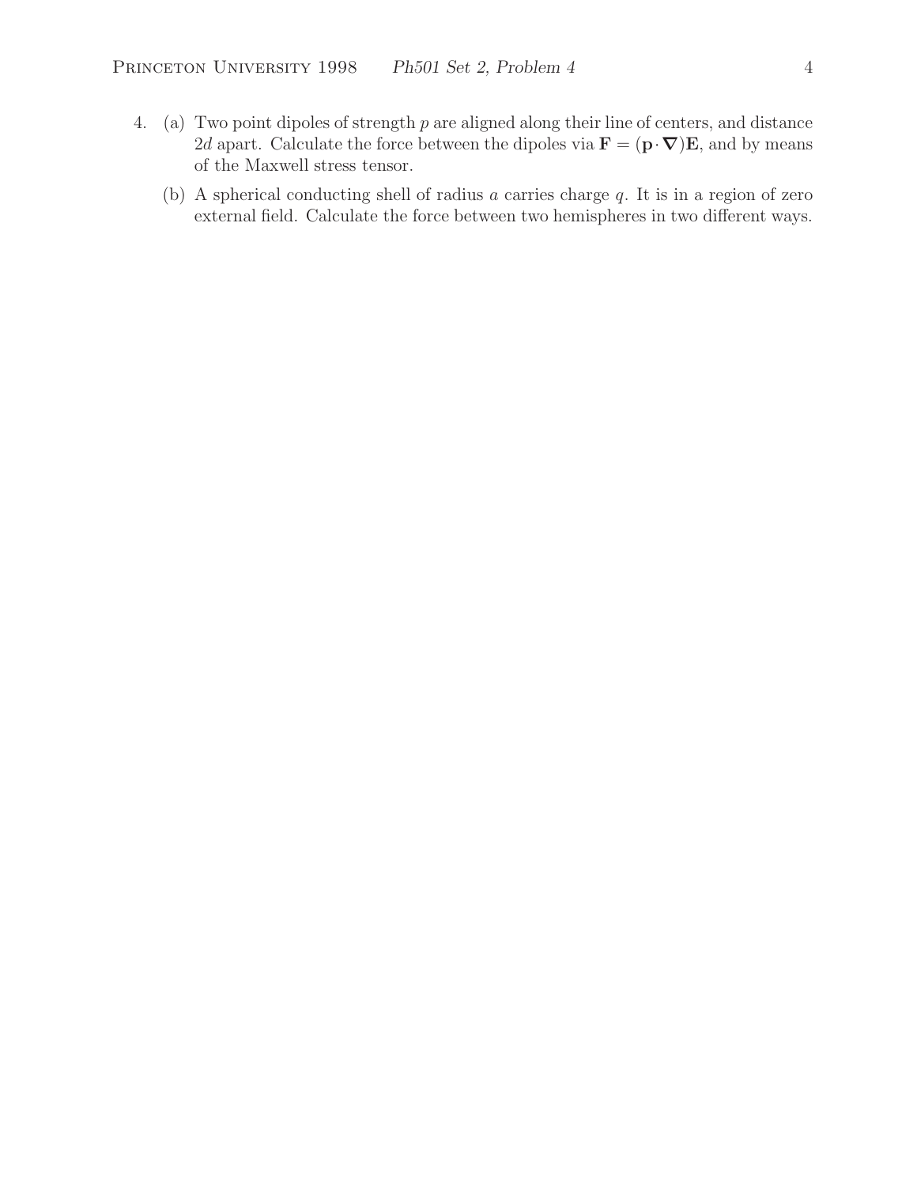4. (a) Two point dipoles of strength $p$ are aligned along their line of centers, and distance $2d$ apart. Calculate the force between the dipoles via $\mathbf{F} = (\mathbf{p} \cdot \boldsymbol{\nabla})\mathbf{E}$, and by means of the Maxwell stress tensor.

   (b) A spherical conducting shell of radius $a$ carries charge $q$. It is in a region of zero external field. Calculate the force between two hemispheres in two different ways.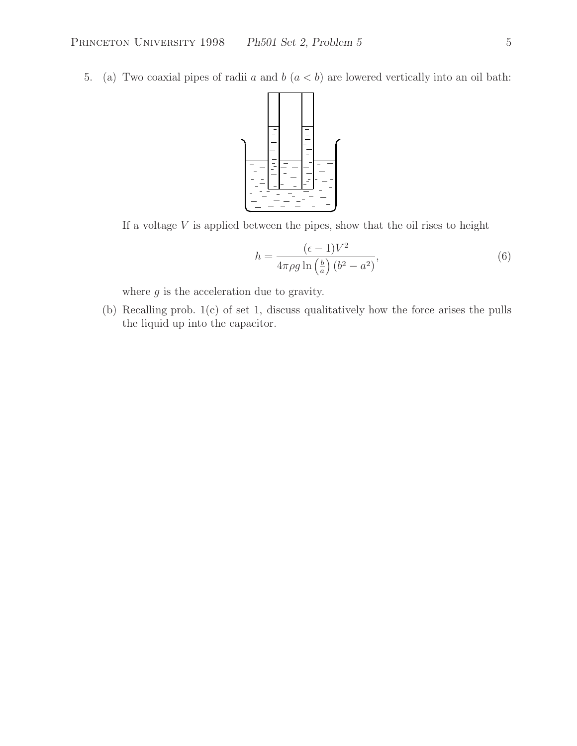5. (a) Two coaxial pipes of radii $a$ and $b$ ($a < b$) are lowered vertically into an oil bath:

   If a voltage $V$ is applied between the pipes, show that the oil rises to height

$$h = \frac{(\epsilon - 1)V^2}{4\pi\rho g \ln\left(\frac{b}{a}\right)(b^2 - a^2)}, \tag{6}$$

   where $g$ is the acceleration due to gravity.

   (b) Recalling prob. 1(c) of set 1, discuss qualitatively how the force arises the pulls the liquid up into the capacitor.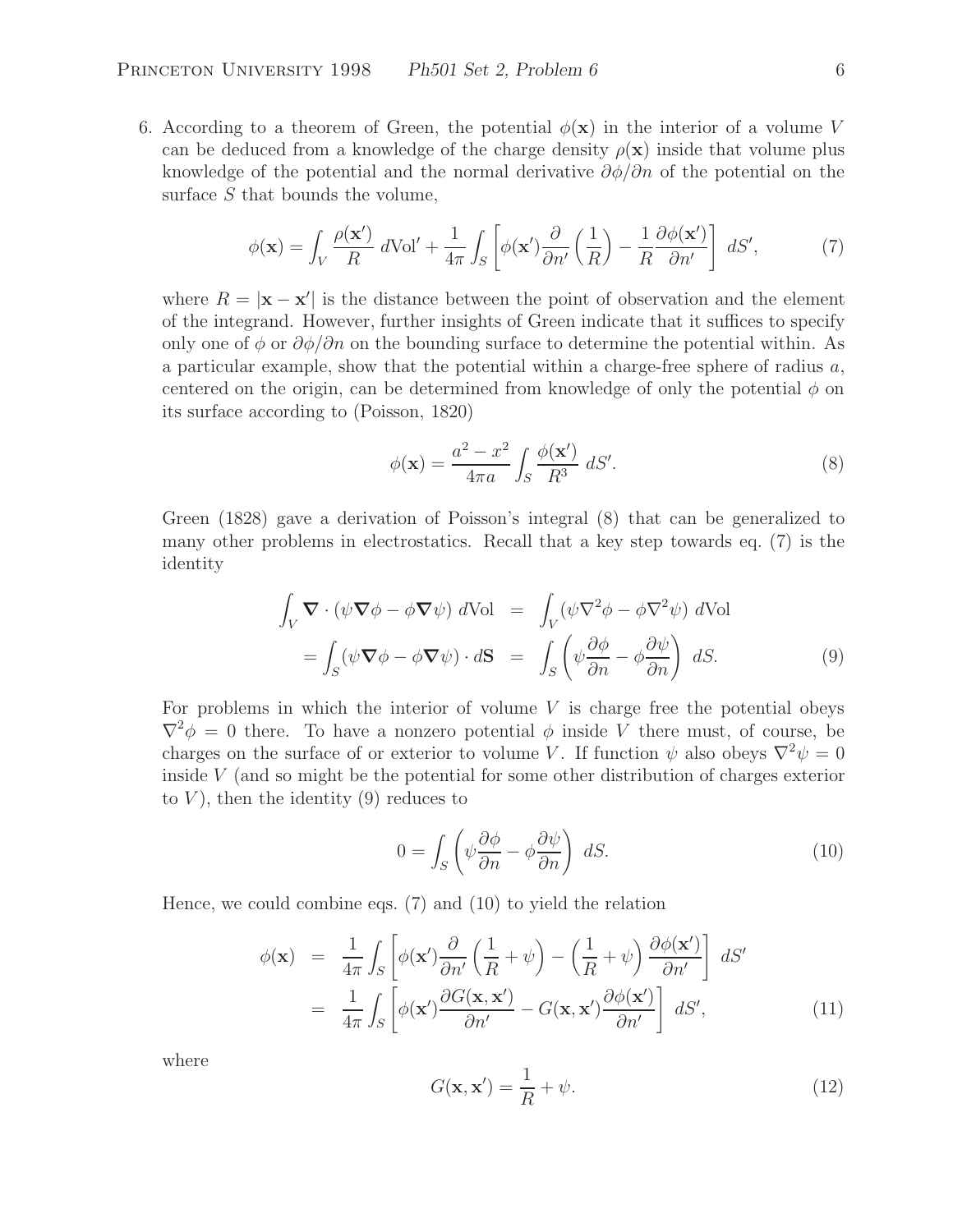6. According to a theorem of Green, the potential $\phi(\mathbf{x})$ in the interior of a volume $V$ can be deduced from a knowledge of the charge density $\rho(\mathbf{x})$ inside that volume plus knowledge of the potential and the normal derivative $\partial\phi/\partial n$ of the potential on the surface $S$ that bounds the volume,

$$\phi(\mathbf{x}) = \int_V \frac{\rho(\mathbf{x}')}{R}\, d\text{Vol}' + \frac{1}{4\pi}\int_S \left[\phi(\mathbf{x}')\frac{\partial}{\partial n'}\left(\frac{1}{R}\right) - \frac{1}{R}\frac{\partial\phi(\mathbf{x}')}{\partial n'}\right]\, dS', \tag{7}$$

where $R = |\mathbf{x} - \mathbf{x}'|$ is the distance between the point of observation and the element of the integrand. However, further insights of Green indicate that it suffices to specify only one of $\phi$ or $\partial\phi/\partial n$ on the bounding surface to determine the potential within. As a particular example, show that the potential within a charge-free sphere of radius $a$, centered on the origin, can be determined from knowledge of only the potential $\phi$ on its surface according to (Poisson, 1820)

$$\phi(\mathbf{x}) = \frac{a^2 - x^2}{4\pi a}\int_S \frac{\phi(\mathbf{x}')}{R^3}\, dS'. \tag{8}$$

Green (1828) gave a derivation of Poisson's integral (8) that can be generalized to many other problems in electrostatics. Recall that a key step towards eq. (7) is the identity

$$\begin{aligned}
\int_V \boldsymbol{\nabla}\cdot(\psi\boldsymbol{\nabla}\phi - \phi\boldsymbol{\nabla}\psi)\, d\text{Vol} &= \int_V (\psi\nabla^2\phi - \phi\nabla^2\psi)\, d\text{Vol} \\
= \int_S (\psi\boldsymbol{\nabla}\phi - \phi\boldsymbol{\nabla}\psi)\cdot d\mathbf{S} &= \int_S \left(\psi\frac{\partial\phi}{\partial n} - \phi\frac{\partial\psi}{\partial n}\right)\, dS.
\end{aligned} \tag{9}$$

For problems in which the interior of volume $V$ is charge free the potential obeys $\nabla^2\phi = 0$ there. To have a nonzero potential $\phi$ inside $V$ there must, of course, be charges on the surface of or exterior to volume $V$. If function $\psi$ also obeys $\nabla^2\psi = 0$ inside $V$ (and so might be the potential for some other distribution of charges exterior to $V$), then the identity (9) reduces to

$$0 = \int_S \left(\psi\frac{\partial\phi}{\partial n} - \phi\frac{\partial\psi}{\partial n}\right)\, dS. \tag{10}$$

Hence, we could combine eqs. (7) and (10) to yield the relation

$$\begin{aligned}
\phi(\mathbf{x}) &= \frac{1}{4\pi}\int_S \left[\phi(\mathbf{x}')\frac{\partial}{\partial n'}\left(\frac{1}{R} + \psi\right) - \left(\frac{1}{R} + \psi\right)\frac{\partial\phi(\mathbf{x}')}{\partial n'}\right]\, dS' \\
&= \frac{1}{4\pi}\int_S \left[\phi(\mathbf{x}')\frac{\partial G(\mathbf{x},\mathbf{x}')}{\partial n'} - G(\mathbf{x},\mathbf{x}')\frac{\partial\phi(\mathbf{x}')}{\partial n'}\right]\, dS',
\end{aligned} \tag{11}$$

where

$$G(\mathbf{x},\mathbf{x}') = \frac{1}{R} + \psi. \tag{12}$$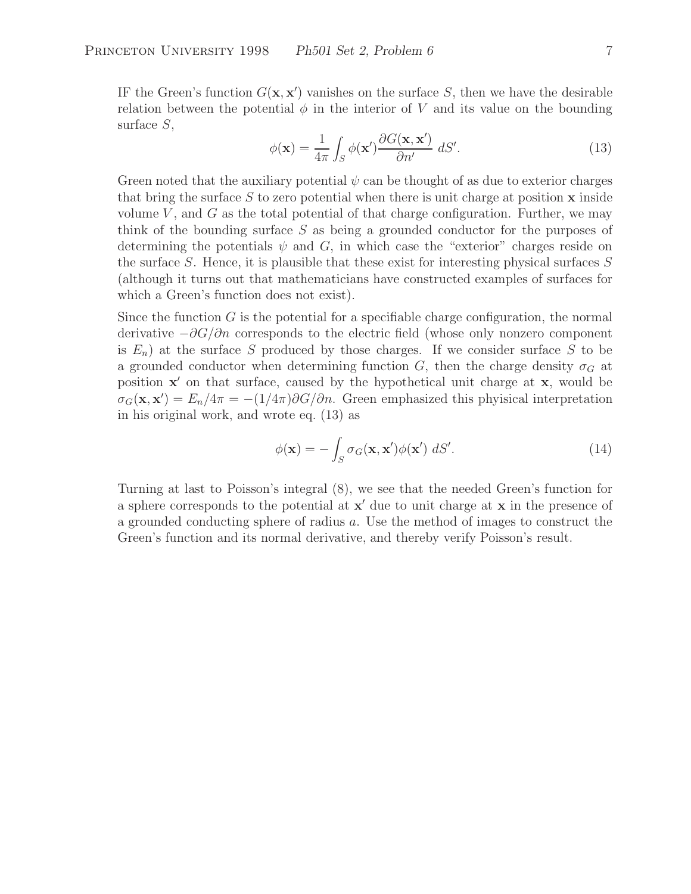IF the Green's function $G(\mathbf{x}, \mathbf{x}')$ vanishes on the surface $S$, then we have the desirable relation between the potential $\phi$ in the interior of $V$ and its value on the bounding surface $S$,

$$\phi(\mathbf{x}) = \frac{1}{4\pi} \int_S \phi(\mathbf{x}') \frac{\partial G(\mathbf{x}, \mathbf{x}')}{\partial n'} \, dS'. \tag{13}$$

Green noted that the auxiliary potential $\psi$ can be thought of as due to exterior charges that bring the surface $S$ to zero potential when there is unit charge at position $\mathbf{x}$ inside volume $V$, and $G$ as the total potential of that charge configuration. Further, we may think of the bounding surface $S$ as being a grounded conductor for the purposes of determining the potentials $\psi$ and $G$, in which case the "exterior" charges reside on the surface $S$. Hence, it is plausible that these exist for interesting physical surfaces $S$ (although it turns out that mathematicians have constructed examples of surfaces for which a Green's function does not exist).

Since the function $G$ is the potential for a specifiable charge configuration, the normal derivative $-\partial G/\partial n$ corresponds to the electric field (whose only nonzero component is $E_n$) at the surface $S$ produced by those charges. If we consider surface $S$ to be a grounded conductor when determining function $G$, then the charge density $\sigma_G$ at position $\mathbf{x}'$ on that surface, caused by the hypothetical unit charge at $\mathbf{x}$, would be $\sigma_G(\mathbf{x}, \mathbf{x}') = E_n/4\pi = -(1/4\pi)\partial G/\partial n$. Green emphasized this phyisical interpretation in his original work, and wrote eq. (13) as

$$\phi(\mathbf{x}) = -\int_S \sigma_G(\mathbf{x}, \mathbf{x}')\phi(\mathbf{x}') \, dS'. \tag{14}$$

Turning at last to Poisson's integral (8), we see that the needed Green's function for a sphere corresponds to the potential at $\mathbf{x}'$ due to unit charge at $\mathbf{x}$ in the presence of a grounded conducting sphere of radius $a$. Use the method of images to construct the Green's function and its normal derivative, and thereby verify Poisson's result.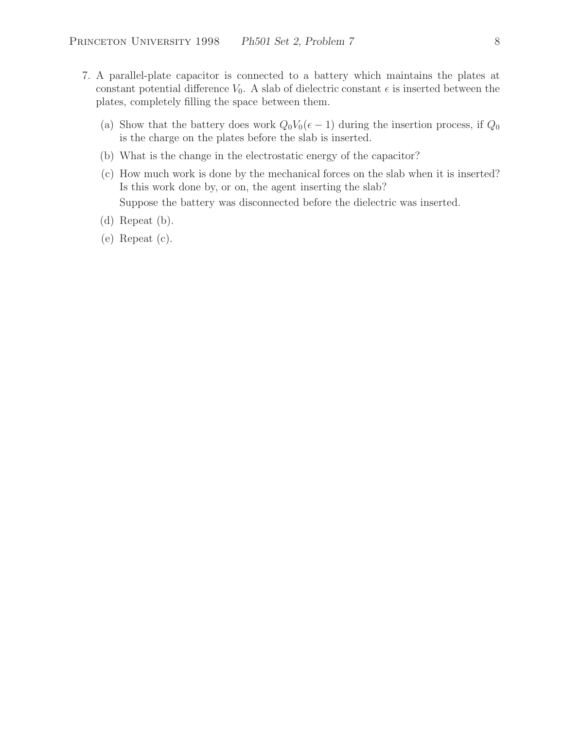7. A parallel-plate capacitor is connected to a battery which maintains the plates at constant potential difference $V_0$. A slab of dielectric constant $\epsilon$ is inserted between the plates, completely filling the space between them.

   (a) Show that the battery does work $Q_0 V_0(\epsilon - 1)$ during the insertion process, if $Q_0$ is the charge on the plates before the slab is inserted.

   (b) What is the change in the electrostatic energy of the capacitor?

   (c) How much work is done by the mechanical forces on the slab when it is inserted? Is this work done by, or on, the agent inserting the slab?

   Suppose the battery was disconnected before the dielectric was inserted.

   (d) Repeat (b).

   (e) Repeat (c).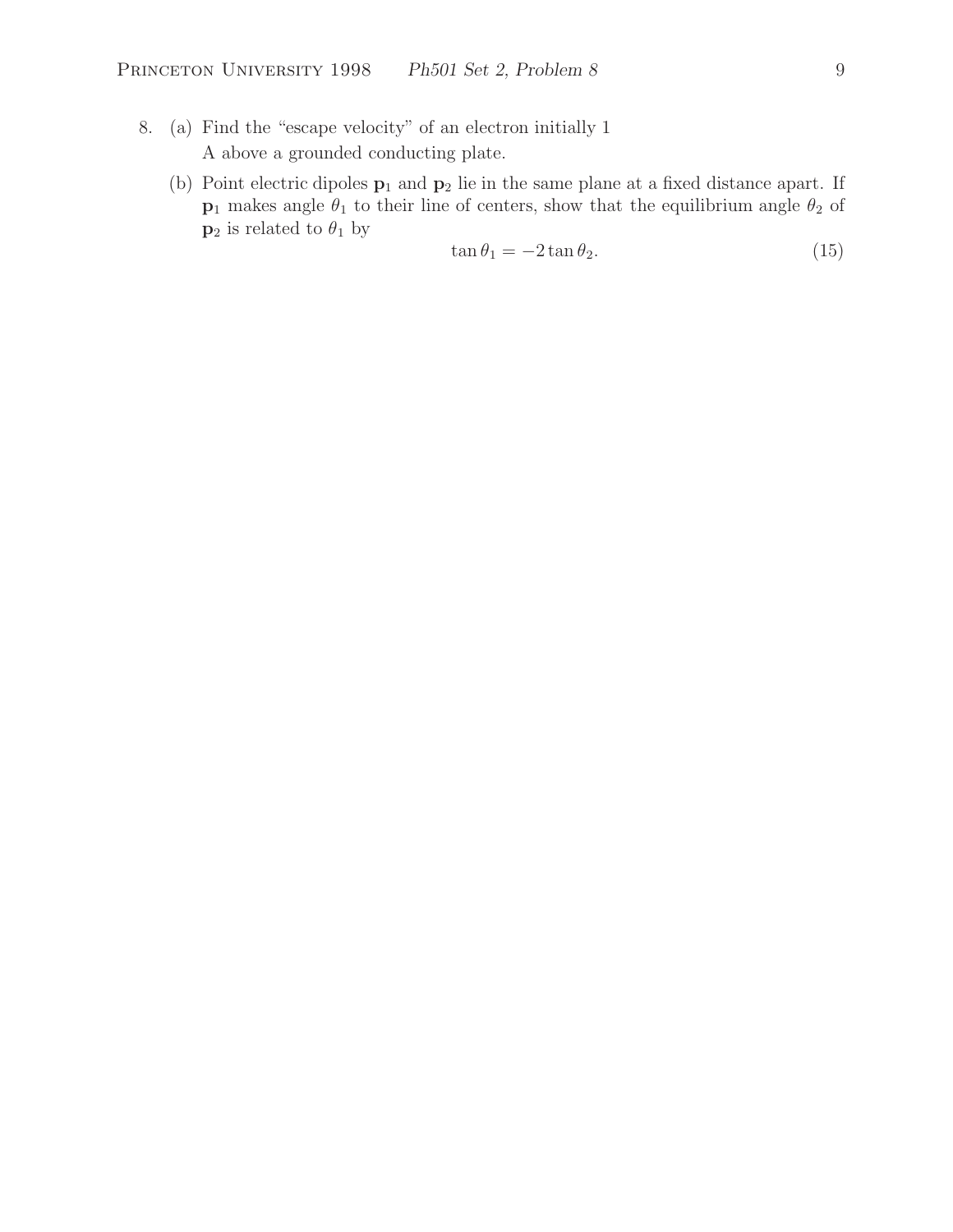8. (a) Find the "escape velocity" of an electron initially 1 A above a grounded conducting plate.

   (b) Point electric dipoles $\mathbf{p}_1$ and $\mathbf{p}_2$ lie in the same plane at a fixed distance apart. If $\mathbf{p}_1$ makes angle $\theta_1$ to their line of centers, show that the equilibrium angle $\theta_2$ of $\mathbf{p}_2$ is related to $\theta_1$ by

$$\tan\theta_1 = -2\tan\theta_2. \tag{15}$$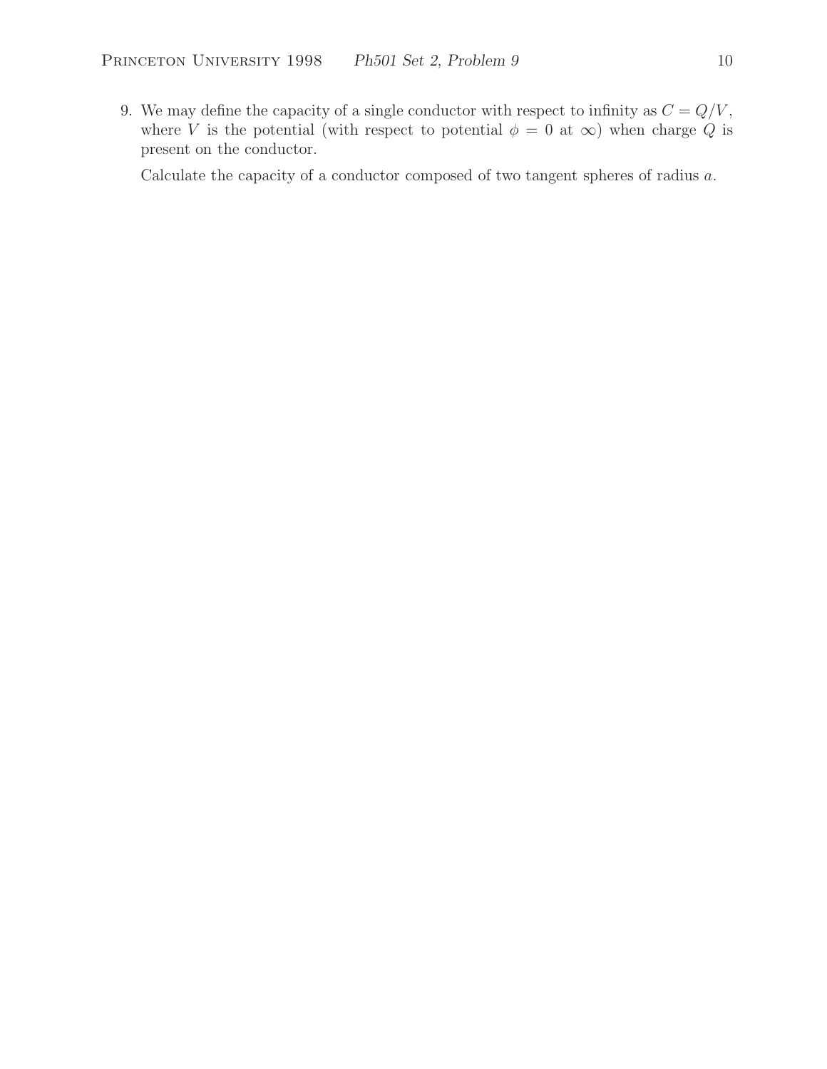9. We may define the capacity of a single conductor with respect to infinity as $C = Q/V$, where $V$ is the potential (with respect to potential $\phi = 0$ at $\infty$) when charge $Q$ is present on the conductor.

   Calculate the capacity of a conductor composed of two tangent spheres of radius $a$.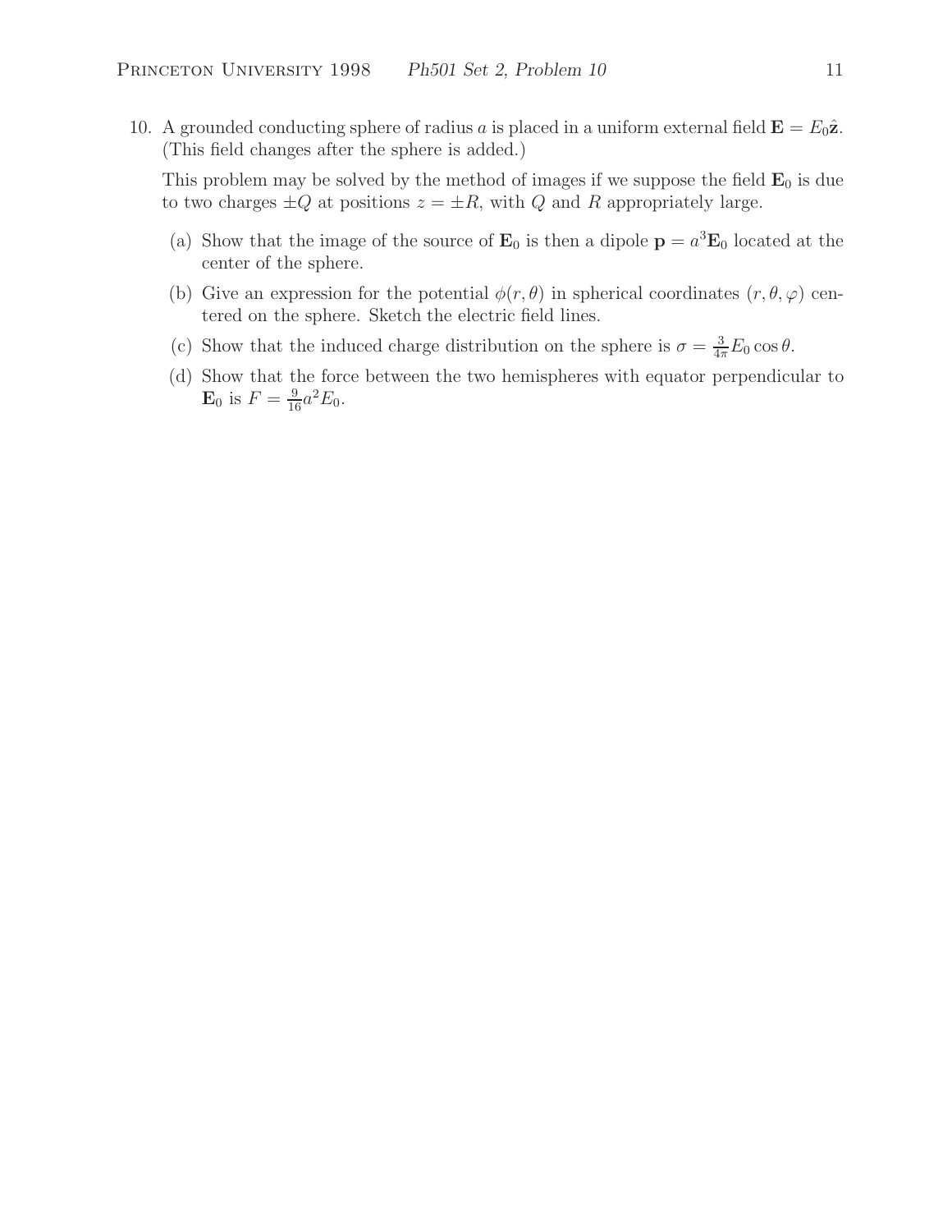10. A grounded conducting sphere of radius $a$ is placed in a uniform external field $\mathbf{E} = E_0\hat{\mathbf{z}}$. (This field changes after the sphere is added.)

    This problem may be solved by the method of images if we suppose the field $\mathbf{E}_0$ is due to two charges $\pm Q$ at positions $z = \pm R$, with $Q$ and $R$ appropriately large.

    (a) Show that the image of the source of $\mathbf{E}_0$ is then a dipole $\mathbf{p} = a^3\mathbf{E}_0$ located at the center of the sphere.

    (b) Give an expression for the potential $\phi(r, \theta)$ in spherical coordinates $(r, \theta, \varphi)$ centered on the sphere. Sketch the electric field lines.

    (c) Show that the induced charge distribution on the sphere is $\sigma = \frac{3}{4\pi}E_0 \cos\theta$.

    (d) Show that the force between the two hemispheres with equator perpendicular to $\mathbf{E}_0$ is $F = \frac{9}{16}a^2E_0$.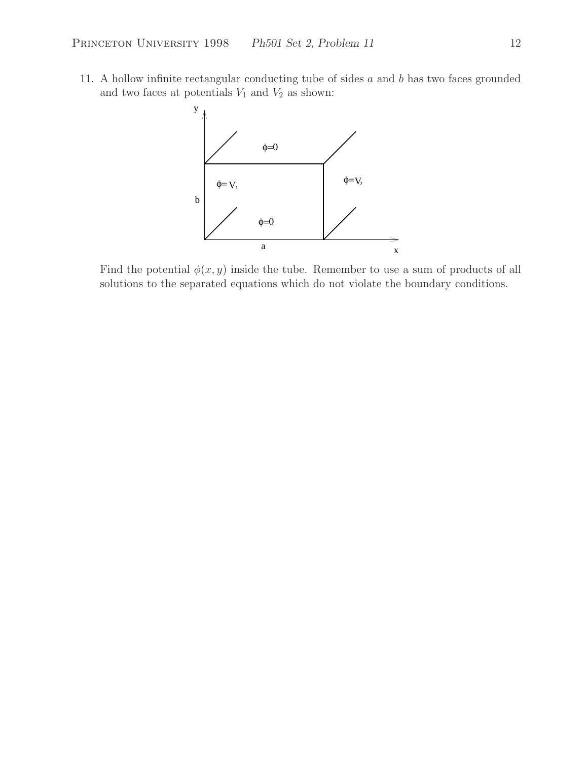11. A hollow infinite rectangular conducting tube of sides $a$ and $b$ has two faces grounded and two faces at potentials $V_1$ and $V_2$ as shown:

Find the potential $\phi(x, y)$ inside the tube. Remember to use a sum of products of all solutions to the separated equations which do not violate the boundary conditions.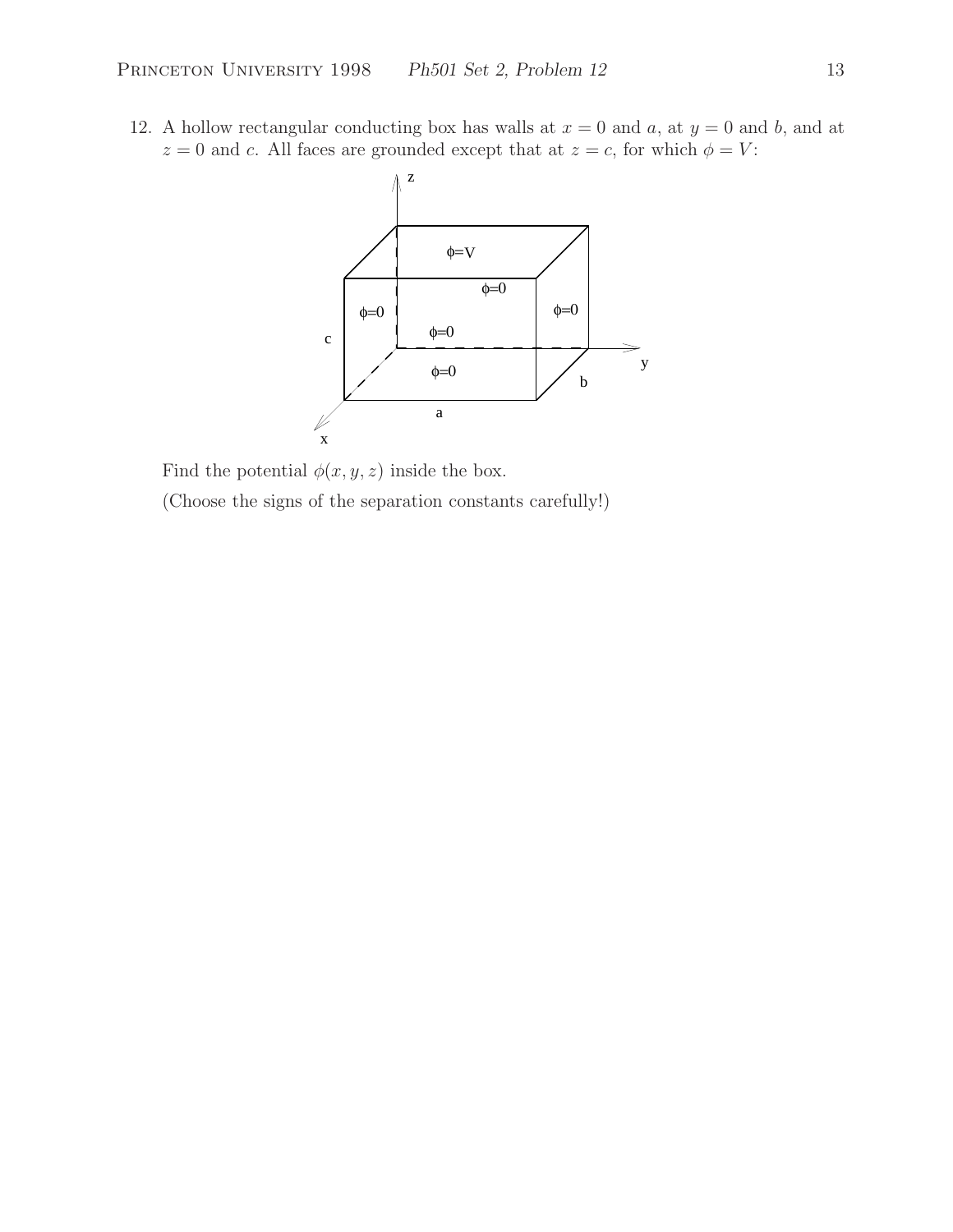12. A hollow rectangular conducting box has walls at $x = 0$ and $a$, at $y = 0$ and $b$, and at $z = 0$ and $c$. All faces are grounded except that at $z = c$, for which $\phi = V$:

   Find the potential $\phi(x, y, z)$ inside the box.

   (Choose the signs of the separation constants carefully!)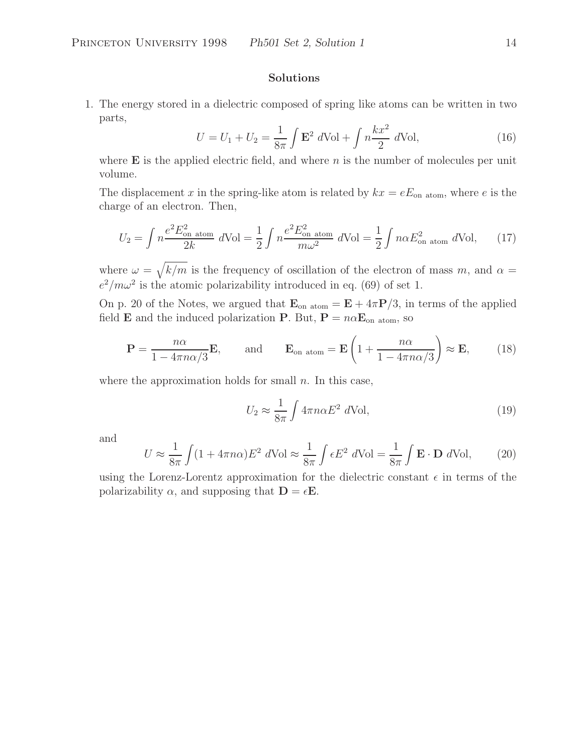## Solutions

1. The energy stored in a dielectric composed of spring like atoms can be written in two parts,

$$U = U_1 + U_2 = \frac{1}{8\pi}\int \mathbf{E}^2 \, d\text{Vol} + \int n\frac{kx^2}{2} \, d\text{Vol}, \tag{16}$$

where $\mathbf{E}$ is the applied electric field, and where $n$ is the number of molecules per unit volume.

The displacement $x$ in the spring-like atom is related by $kx = eE_{\text{on atom}}$, where $e$ is the charge of an electron. Then,

$$U_2 = \int n\frac{e^2E_{\text{on atom}}^2}{2k} \, d\text{Vol} = \frac{1}{2}\int n\frac{e^2E_{\text{on atom}}^2}{m\omega^2} \, d\text{Vol} = \frac{1}{2}\int n\alpha E_{\text{on atom}}^2 \, d\text{Vol}, \tag{17}$$

where $\omega = \sqrt{k/m}$ is the frequency of oscillation of the electron of mass $m$, and $\alpha = e^2/m\omega^2$ is the atomic polarizability introduced in eq. (69) of set 1.

On p. 20 of the Notes, we argued that $\mathbf{E}_{\text{on atom}} = \mathbf{E} + 4\pi\mathbf{P}/3$, in terms of the applied field $\mathbf{E}$ and the induced polarization $\mathbf{P}$. But, $\mathbf{P} = n\alpha\mathbf{E}_{\text{on atom}}$, so

$$\mathbf{P} = \frac{n\alpha}{1 - 4\pi n\alpha/3}\mathbf{E}, \qquad \text{and} \qquad \mathbf{E}_{\text{on atom}} = \mathbf{E}\left(1 + \frac{n\alpha}{1 - 4\pi n\alpha/3}\right) \approx \mathbf{E}, \tag{18}$$

where the approximation holds for small $n$. In this case,

$$U_2 \approx \frac{1}{8\pi}\int 4\pi n\alpha E^2 \, d\text{Vol}, \tag{19}$$

and

$$U \approx \frac{1}{8\pi}\int (1 + 4\pi n\alpha)E^2 \, d\text{Vol} \approx \frac{1}{8\pi}\int \epsilon E^2 \, d\text{Vol} = \frac{1}{8\pi}\int \mathbf{E}\cdot\mathbf{D} \, d\text{Vol}, \tag{20}$$

using the Lorenz-Lorentz approximation for the dielectric constant $\epsilon$ in terms of the polarizability $\alpha$, and supposing that $\mathbf{D} = \epsilon\mathbf{E}$.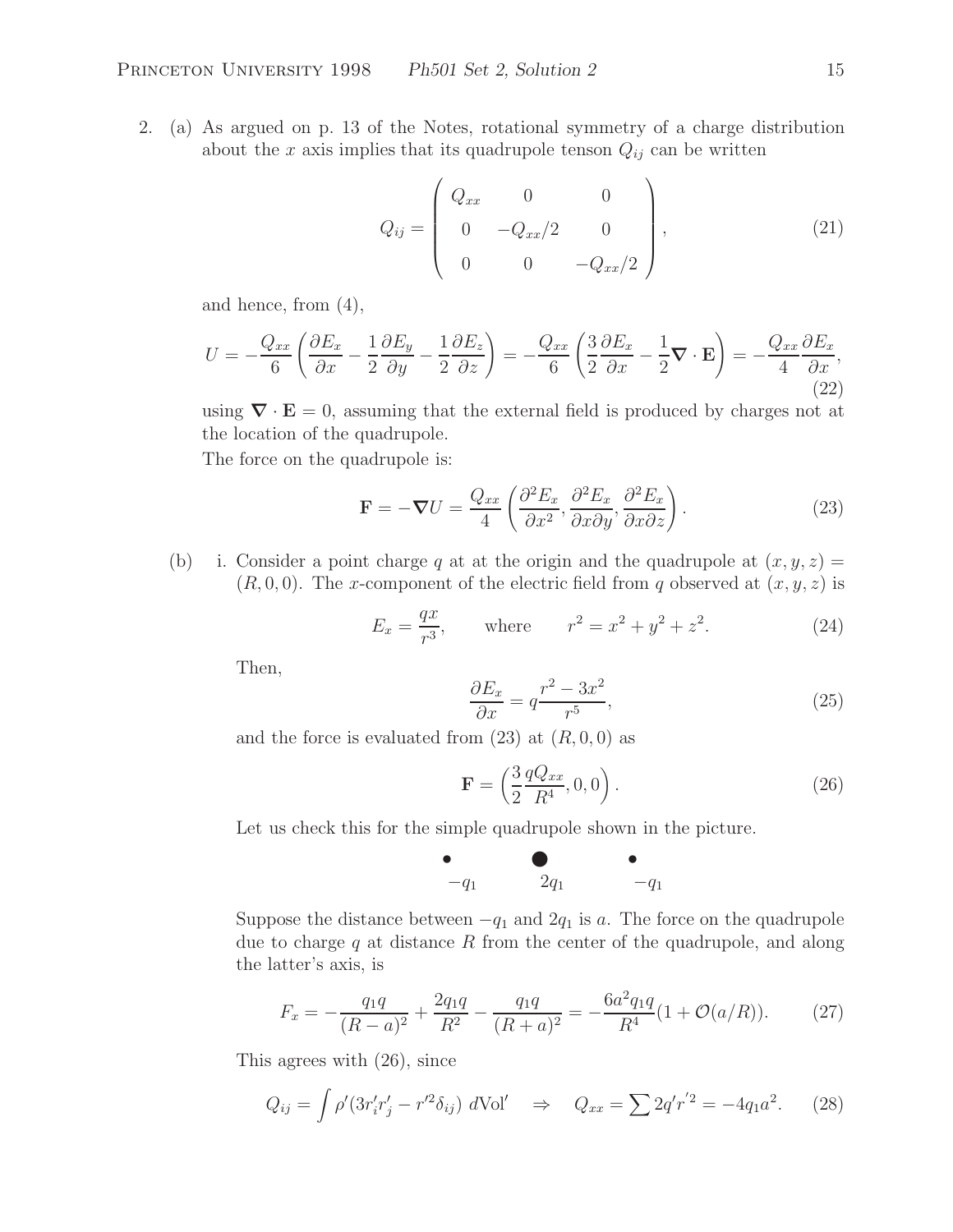2. (a) As argued on p. 13 of the Notes, rotational symmetry of a charge distribution about the $x$ axis implies that its quadrupole tenson $Q_{ij}$ can be written

$$Q_{ij} = \begin{pmatrix} Q_{xx} & 0 & 0 \\ 0 & -Q_{xx}/2 & 0 \\ 0 & 0 & -Q_{xx}/2 \end{pmatrix}, \tag{21}$$

and hence, from (4),

$$U = -\frac{Q_{xx}}{6}\left(\frac{\partial E_x}{\partial x} - \frac{1}{2}\frac{\partial E_y}{\partial y} - \frac{1}{2}\frac{\partial E_z}{\partial z}\right) = -\frac{Q_{xx}}{6}\left(\frac{3}{2}\frac{\partial E_x}{\partial x} - \frac{1}{2}\boldsymbol{\nabla}\cdot\mathbf{E}\right) = -\frac{Q_{xx}}{4}\frac{\partial E_x}{\partial x}, \tag{22}$$

using $\boldsymbol{\nabla}\cdot\mathbf{E} = 0$, assuming that the external field is produced by charges not at the location of the quadrupole.

The force on the quadrupole is:

$$\mathbf{F} = -\boldsymbol{\nabla}U = \frac{Q_{xx}}{4}\left(\frac{\partial^2 E_x}{\partial x^2}, \frac{\partial^2 E_x}{\partial x \partial y}, \frac{\partial^2 E_x}{\partial x \partial z}\right). \tag{23}$$

(b) i. Consider a point charge $q$ at at the origin and the quadrupole at $(x, y, z) = (R, 0, 0)$. The $x$-component of the electric field from $q$ observed at $(x, y, z)$ is

$$E_x = \frac{qx}{r^3}, \qquad \text{where} \qquad r^2 = x^2 + y^2 + z^2. \tag{24}$$

Then,

$$\frac{\partial E_x}{\partial x} = q\frac{r^2 - 3x^2}{r^5}, \tag{25}$$

and the force is evaluated from (23) at $(R, 0, 0)$ as

$$\mathbf{F} = \left(\frac{3}{2}\frac{qQ_{xx}}{R^4}, 0, 0\right). \tag{26}$$

Let us check this for the simple quadrupole shown in the picture.

$-q_1$ $\qquad$ $2q_1$ $\qquad$ $-q_1$

Suppose the distance between $-q_1$ and $2q_1$ is $a$. The force on the quadrupole due to charge $q$ at distance $R$ from the center of the quadrupole, and along the latter's axis, is

$$F_x = -\frac{q_1 q}{(R-a)^2} + \frac{2q_1 q}{R^2} - \frac{q_1 q}{(R+a)^2} = -\frac{6a^2 q_1 q}{R^4}(1 + \mathcal{O}(a/R)). \tag{27}$$

This agrees with (26), since

$$Q_{ij} = \int \rho'(3r_i' r_j' - r'^2\delta_{ij})\ d\text{Vol}' \quad \Rightarrow \quad Q_{xx} = \sum 2q' r'^2 = -4q_1 a^2. \tag{28}$$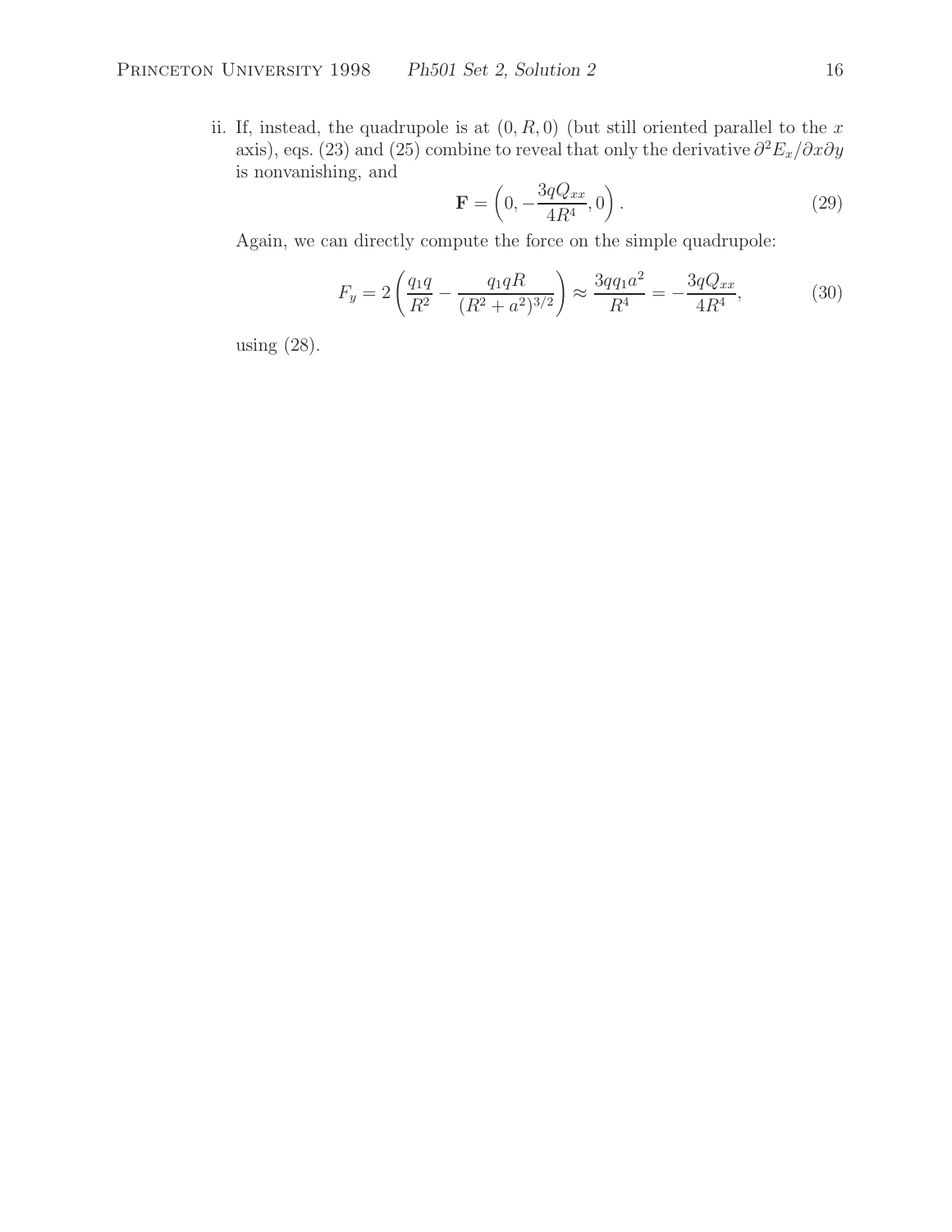ii. If, instead, the quadrupole is at $(0, R, 0)$ (but still oriented parallel to the $x$ axis), eqs. (23) and (25) combine to reveal that only the derivative $\partial^2 E_x / \partial x \partial y$ is nonvanishing, and

$$\mathbf{F} = \left( 0, -\frac{3qQ_{xx}}{4R^4}, 0 \right). \tag{29}$$

Again, we can directly compute the force on the simple quadrupole:

$$F_y = 2\left( \frac{q_1 q}{R^2} - \frac{q_1 q R}{(R^2 + a^2)^{3/2}} \right) \approx \frac{3qq_1 a^2}{R^4} = -\frac{3qQ_{xx}}{4R^4}, \tag{30}$$

using (28).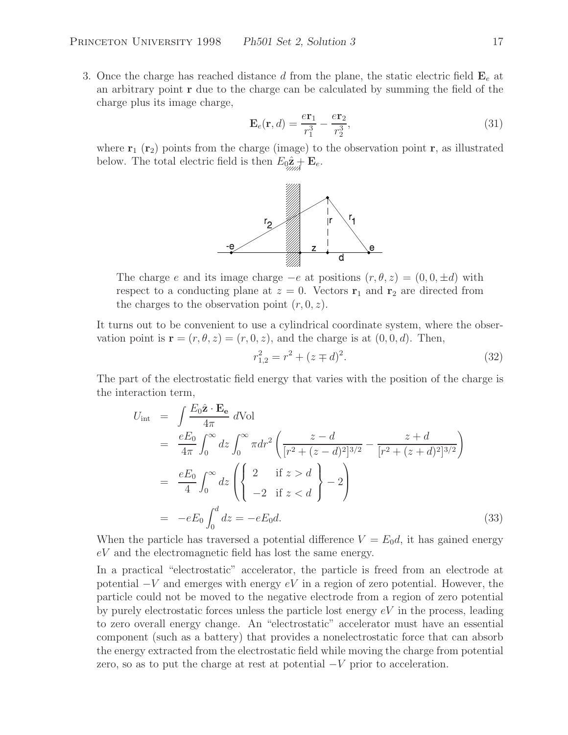3. Once the charge has reached distance $d$ from the plane, the static electric field $\mathbf{E}_e$ at an arbitrary point $\mathbf{r}$ due to the charge can be calculated by summing the field of the charge plus its image charge,

$$\mathbf{E}_e(\mathbf{r}, d) = \frac{e\mathbf{r}_1}{r_1^3} - \frac{e\mathbf{r}_2}{r_2^3}, \tag{31}$$

where $\mathbf{r}_1$ ($\mathbf{r}_2$) points from the charge (image) to the observation point $\mathbf{r}$, as illustrated below. The total electric field is then $E_0\hat{\mathbf{z}} + \mathbf{E}_e$.

The charge $e$ and its image charge $-e$ at positions $(r, \theta, z) = (0, 0, \pm d)$ with respect to a conducting plane at $z = 0$. Vectors $\mathbf{r}_1$ and $\mathbf{r}_2$ are directed from the charges to the observation point $(r, 0, z)$.

It turns out to be convenient to use a cylindrical coordinate system, where the observation point is $\mathbf{r} = (r, \theta, z) = (r, 0, z)$, and the charge is at $(0, 0, d)$. Then,

$$r_{1,2}^2 = r^2 + (z \mp d)^2. \tag{32}$$

The part of the electrostatic field energy that varies with the position of the charge is the interaction term,

$$\begin{aligned}
U_{\text{int}} &= \int \frac{E_0\hat{\mathbf{z}} \cdot \mathbf{E_e}}{4\pi}\, d\text{Vol} \\
&= \frac{eE_0}{4\pi}\int_0^\infty dz \int_0^\infty \pi dr^2 \left( \frac{z-d}{[r^2+(z-d)^2]^{3/2}} - \frac{z+d}{[r^2+(z+d)^2]^{3/2}} \right) \\
&= \frac{eE_0}{4}\int_0^\infty dz \left( \left\{ \begin{array}{ll} 2 & \text{if } z > d \\ -2 & \text{if } z < d \end{array} \right\} - 2 \right) \\
&= -eE_0 \int_0^d dz = -eE_0 d.
\end{aligned} \tag{33}$$

When the particle has traversed a potential difference $V = E_0 d$, it has gained energy $eV$ and the electromagnetic field has lost the same energy.

In a practical "electrostatic" accelerator, the particle is freed from an electrode at potential $-V$ and emerges with energy $eV$ in a region of zero potential. However, the particle could not be moved to the negative electrode from a region of zero potential by purely electrostatic forces unless the particle lost energy $eV$ in the process, leading to zero overall energy change. An "electrostatic" accelerator must have an essential component (such as a battery) that provides a nonelectrostatic force that can absorb the energy extracted from the electrostatic field while moving the charge from potential zero, so as to put the charge at rest at potential $-V$ prior to acceleration.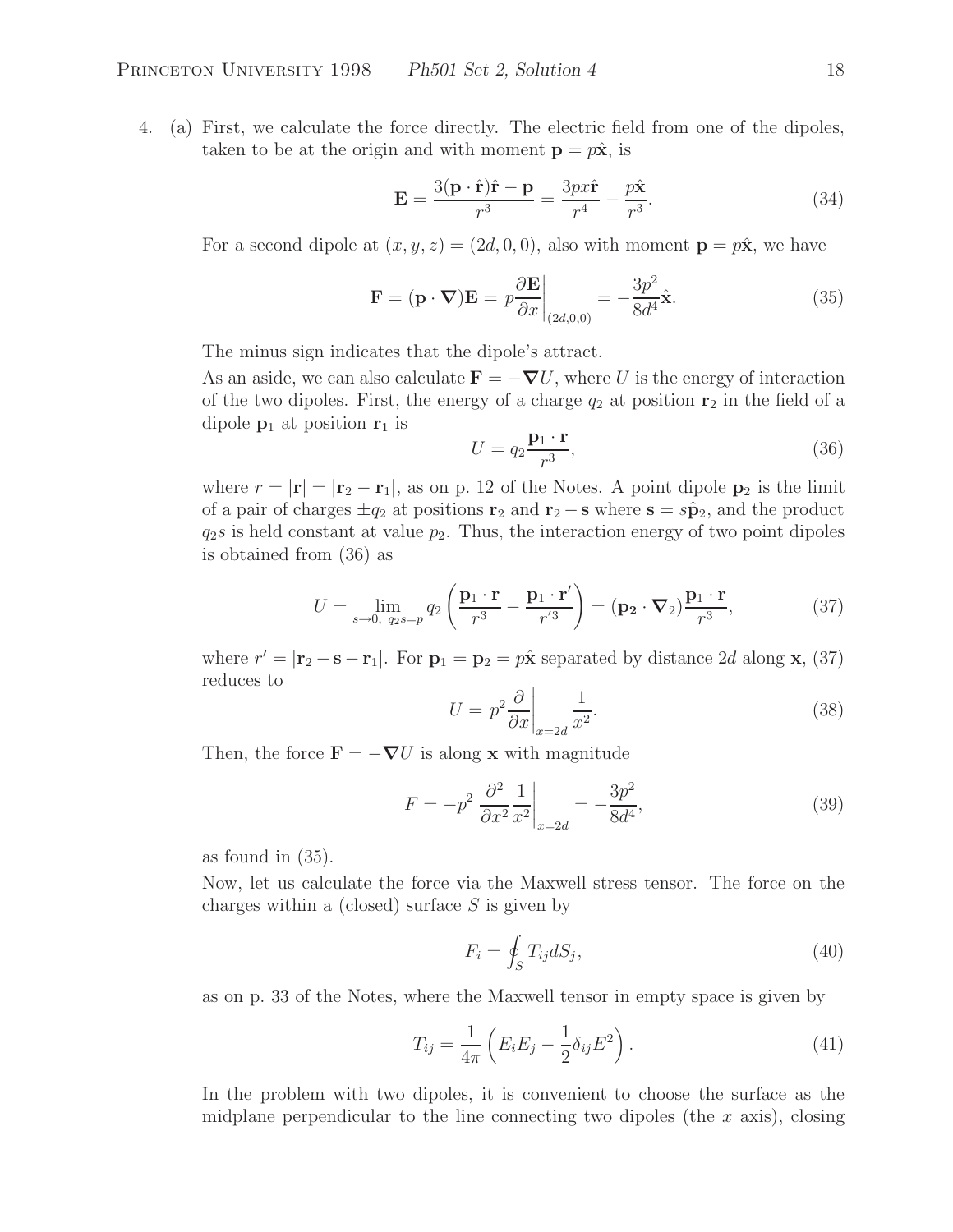4. (a) First, we calculate the force directly. The electric field from one of the dipoles, taken to be at the origin and with moment $\mathbf{p} = p\hat{\mathbf{x}}$, is

$$\mathbf{E} = \frac{3(\mathbf{p}\cdot\hat{\mathbf{r}})\hat{\mathbf{r}} - \mathbf{p}}{r^3} = \frac{3px\hat{\mathbf{r}}}{r^4} - \frac{p\hat{\mathbf{x}}}{r^3}. \tag{34}$$

For a second dipole at $(x, y, z) = (2d, 0, 0)$, also with moment $\mathbf{p} = p\hat{\mathbf{x}}$, we have

$$\mathbf{F} = (\mathbf{p}\cdot\boldsymbol{\nabla})\mathbf{E} = p\left.\frac{\partial \mathbf{E}}{\partial x}\right|_{(2d,0,0)} = -\frac{3p^2}{8d^4}\hat{\mathbf{x}}. \tag{35}$$

The minus sign indicates that the dipole's attract.

As an aside, we can also calculate $\mathbf{F} = -\boldsymbol{\nabla}U$, where $U$ is the energy of interaction of the two dipoles. First, the energy of a charge $q_2$ at position $\mathbf{r}_2$ in the field of a dipole $\mathbf{p}_1$ at position $\mathbf{r}_1$ is

$$U = q_2\frac{\mathbf{p}_1\cdot\mathbf{r}}{r^3}, \tag{36}$$

where $r = |\mathbf{r}| = |\mathbf{r}_2 - \mathbf{r}_1|$, as on p. 12 of the Notes. A point dipole $\mathbf{p}_2$ is the limit of a pair of charges $\pm q_2$ at positions $\mathbf{r}_2$ and $\mathbf{r}_2 - \mathbf{s}$ where $\mathbf{s} = s\hat{\mathbf{p}}_2$, and the product $q_2 s$ is held constant at value $p_2$. Thus, the interaction energy of two point dipoles is obtained from (36) as

$$U = \lim_{s\to 0,\ q_2 s = p} q_2\left(\frac{\mathbf{p}_1\cdot\mathbf{r}}{r^3} - \frac{\mathbf{p}_1\cdot\mathbf{r}'}{r'^3}\right) = (\mathbf{p_2}\cdot\boldsymbol{\nabla}_2)\frac{\mathbf{p}_1\cdot\mathbf{r}}{r^3}, \tag{37}$$

where $r' = |\mathbf{r}_2 - \mathbf{s} - \mathbf{r}_1|$. For $\mathbf{p}_1 = \mathbf{p}_2 = p\hat{\mathbf{x}}$ separated by distance $2d$ along $\mathbf{x}$, (37) reduces to

$$U = p^2\left.\frac{\partial}{\partial x}\right|_{x=2d}\frac{1}{x^2}. \tag{38}$$

Then, the force $\mathbf{F} = -\boldsymbol{\nabla}U$ is along $\mathbf{x}$ with magnitude

$$F = -p^2\left.\frac{\partial^2}{\partial x^2}\frac{1}{x^2}\right|_{x=2d} = -\frac{3p^2}{8d^4}, \tag{39}$$

as found in (35).

Now, let us calculate the force via the Maxwell stress tensor. The force on the charges within a (closed) surface $S$ is given by

$$F_i = \oint_S T_{ij}dS_j, \tag{40}$$

as on p. 33 of the Notes, where the Maxwell tensor in empty space is given by

$$T_{ij} = \frac{1}{4\pi}\left(E_iE_j - \frac{1}{2}\delta_{ij}E^2\right). \tag{41}$$

In the problem with two dipoles, it is convenient to choose the surface as the midplane perpendicular to the line connecting two dipoles (the $x$ axis), closing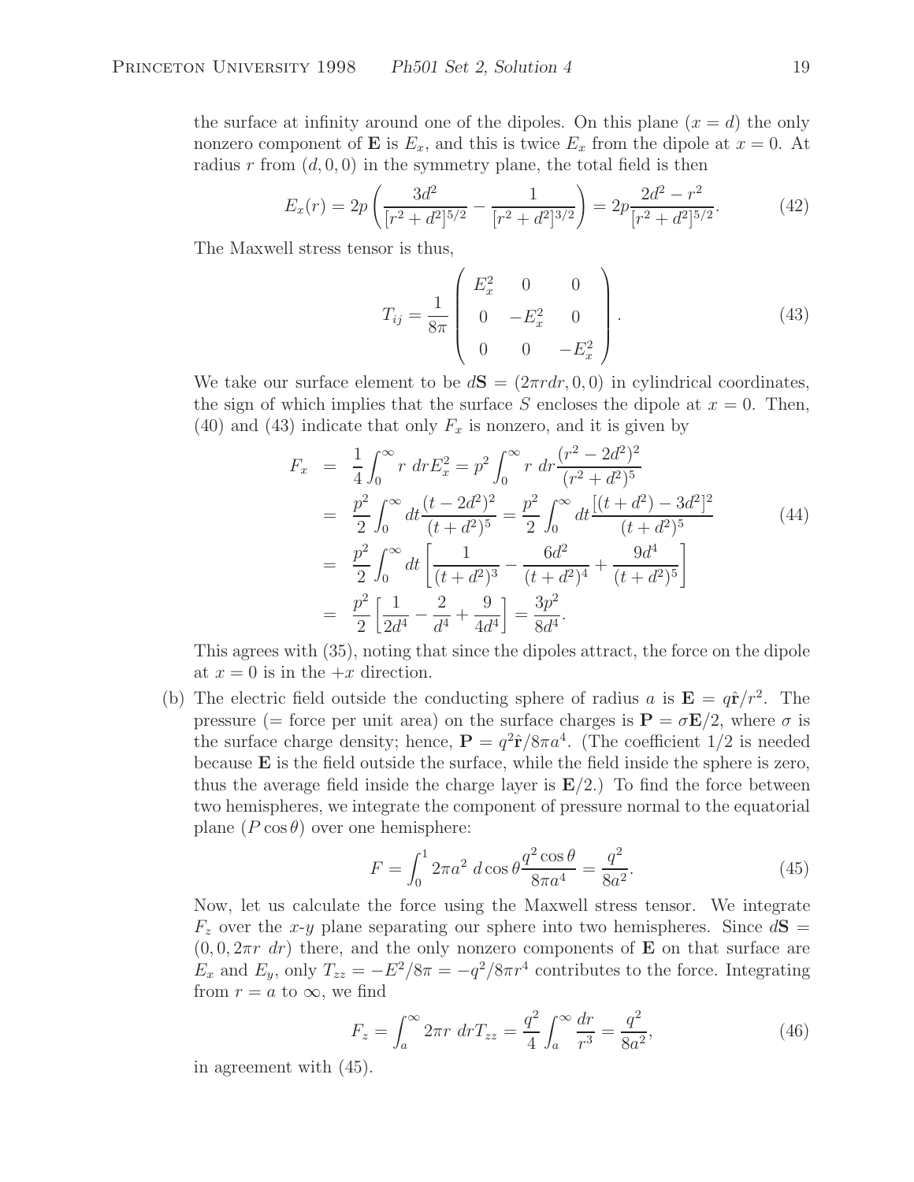the surface at infinity around one of the dipoles. On this plane ($x = d$) the only nonzero component of $\mathbf{E}$ is $E_x$, and this is twice $E_x$ from the dipole at $x = 0$. At radius $r$ from $(d, 0, 0)$ in the symmetry plane, the total field is then

$$E_x(r) = 2p\left(\frac{3d^2}{[r^2+d^2]^{5/2}} - \frac{1}{[r^2+d^2]^{3/2}}\right) = 2p\frac{2d^2 - r^2}{[r^2+d^2]^{5/2}}. \tag{42}$$

The Maxwell stress tensor is thus,

$$T_{ij} = \frac{1}{8\pi}\begin{pmatrix} E_x^2 & 0 & 0 \\ 0 & -E_x^2 & 0 \\ 0 & 0 & -E_x^2 \end{pmatrix}. \tag{43}$$

We take our surface element to be $d\mathbf{S} = (2\pi r dr, 0, 0)$ in cylindrical coordinates, the sign of which implies that the surface $S$ encloses the dipole at $x = 0$. Then, (40) and (43) indicate that only $F_x$ is nonzero, and it is given by

$$\begin{aligned}
F_x &= \frac{1}{4}\int_0^\infty r\ dr E_x^2 = p^2\int_0^\infty r\ dr\frac{(r^2-2d^2)^2}{(r^2+d^2)^5} \\
&= \frac{p^2}{2}\int_0^\infty dt\frac{(t-2d^2)^2}{(t+d^2)^5} = \frac{p^2}{2}\int_0^\infty dt\frac{[(t+d^2)-3d^2]^2}{(t+d^2)^5} \\
&= \frac{p^2}{2}\int_0^\infty dt\left[\frac{1}{(t+d^2)^3} - \frac{6d^2}{(t+d^2)^4} + \frac{9d^4}{(t+d^2)^5}\right] \\
&= \frac{p^2}{2}\left[\frac{1}{2d^4} - \frac{2}{d^4} + \frac{9}{4d^4}\right] = \frac{3p^2}{8d^4}.
\end{aligned} \tag{44}$$

This agrees with (35), noting that since the dipoles attract, the force on the dipole at $x = 0$ is in the $+x$ direction.

(b) The electric field outside the conducting sphere of radius $a$ is $\mathbf{E} = q\hat{\mathbf{r}}/r^2$. The pressure (= force per unit area) on the surface charges is $\mathbf{P} = \sigma\mathbf{E}/2$, where $\sigma$ is the surface charge density; hence, $\mathbf{P} = q^2\hat{\mathbf{r}}/8\pi a^4$. (The coefficient 1/2 is needed because $\mathbf{E}$ is the field outside the surface, while the field inside the sphere is zero, thus the average field inside the charge layer is $\mathbf{E}/2$.) To find the force between two hemispheres, we integrate the component of pressure normal to the equatorial plane ($P\cos\theta$) over one hemisphere:

$$F = \int_0^1 2\pi a^2\ d\cos\theta\frac{q^2\cos\theta}{8\pi a^4} = \frac{q^2}{8a^2}. \tag{45}$$

Now, let us calculate the force using the Maxwell stress tensor. We integrate $F_z$ over the $x$-$y$ plane separating our sphere into two hemispheres. Since $d\mathbf{S} = (0, 0, 2\pi r\ dr)$ there, and the only nonzero components of $\mathbf{E}$ on that surface are $E_x$ and $E_y$, only $T_{zz} = -E^2/8\pi = -q^2/8\pi r^4$ contributes to the force. Integrating from $r = a$ to $\infty$, we find

$$F_z = \int_a^\infty 2\pi r\ dr T_{zz} = \frac{q^2}{4}\int_a^\infty \frac{dr}{r^3} = \frac{q^2}{8a^2}, \tag{46}$$

in agreement with (45).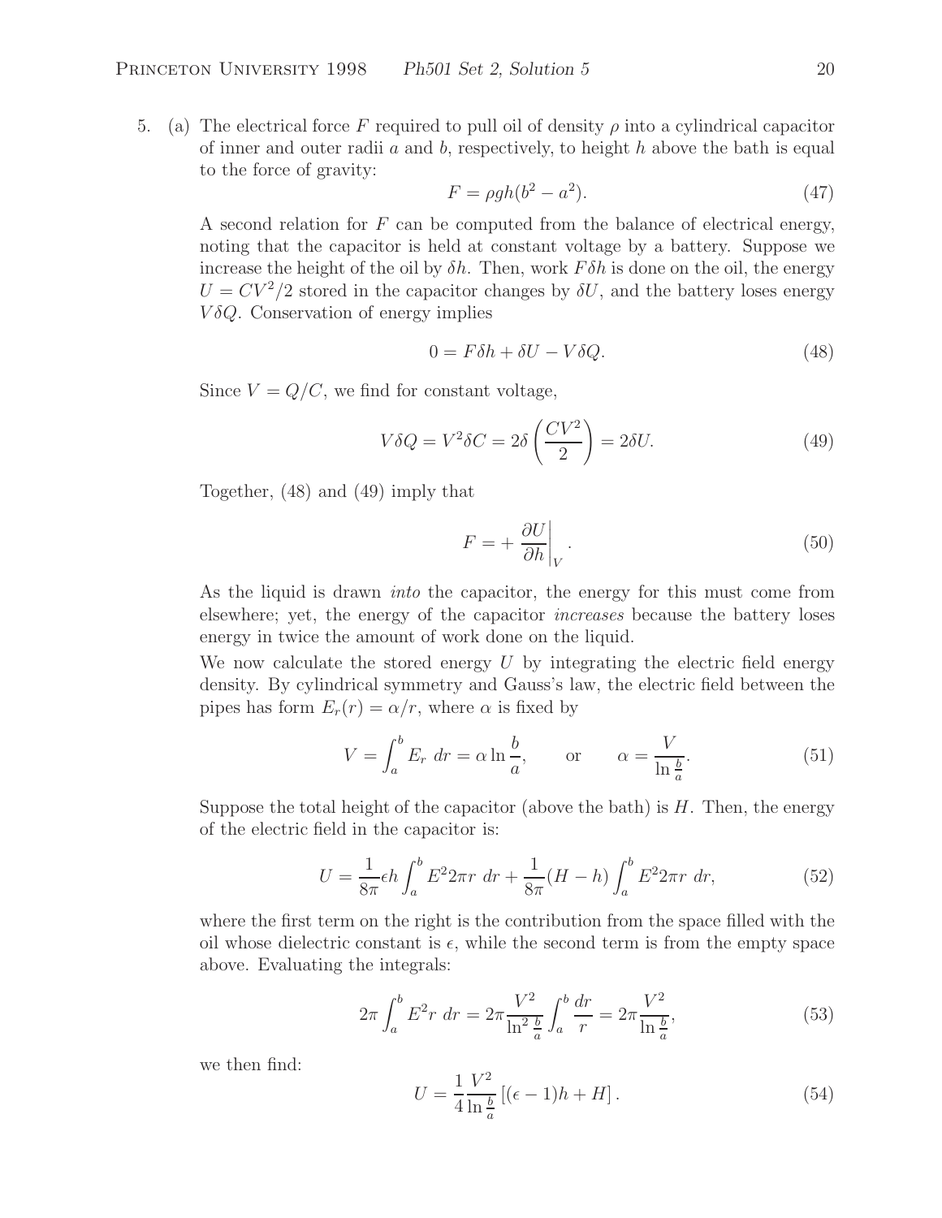5. (a) The electrical force $F$ required to pull oil of density $\rho$ into a cylindrical capacitor of inner and outer radii $a$ and $b$, respectively, to height $h$ above the bath is equal to the force of gravity:

$$F = \rho g h (b^2 - a^2). \tag{47}$$

A second relation for $F$ can be computed from the balance of electrical energy, noting that the capacitor is held at constant voltage by a battery. Suppose we increase the height of the oil by $\delta h$. Then, work $F\delta h$ is done on the oil, the energy $U = CV^2/2$ stored in the capacitor changes by $\delta U$, and the battery loses energy $V\delta Q$. Conservation of energy implies

$$0 = F\delta h + \delta U - V\delta Q. \tag{48}$$

Since $V = Q/C$, we find for constant voltage,

$$V\delta Q = V^2 \delta C = 2\delta\left(\frac{CV^2}{2}\right) = 2\delta U. \tag{49}$$

Together, (48) and (49) imply that

$$F = +\left.\frac{\partial U}{\partial h}\right|_V. \tag{50}$$

As the liquid is drawn *into* the capacitor, the energy for this must come from elsewhere; yet, the energy of the capacitor *increases* because the battery loses energy in twice the amount of work done on the liquid.

We now calculate the stored energy $U$ by integrating the electric field energy density. By cylindrical symmetry and Gauss's law, the electric field between the pipes has form $E_r(r) = \alpha/r$, where $\alpha$ is fixed by

$$V = \int_a^b E_r \, dr = \alpha \ln\frac{b}{a}, \qquad \text{or} \qquad \alpha = \frac{V}{\ln\frac{b}{a}}. \tag{51}$$

Suppose the total height of the capacitor (above the bath) is $H$. Then, the energy of the electric field in the capacitor is:

$$U = \frac{1}{8\pi}\epsilon h \int_a^b E^2 2\pi r \, dr + \frac{1}{8\pi}(H - h)\int_a^b E^2 2\pi r \, dr, \tag{52}$$

where the first term on the right is the contribution from the space filled with the oil whose dielectric constant is $\epsilon$, while the second term is from the empty space above. Evaluating the integrals:

$$2\pi \int_a^b E^2 r \, dr = 2\pi \frac{V^2}{\ln^2\frac{b}{a}} \int_a^b \frac{dr}{r} = 2\pi \frac{V^2}{\ln\frac{b}{a}}, \tag{53}$$

we then find:

$$U = \frac{1}{4}\frac{V^2}{\ln\frac{b}{a}}\left[(\epsilon - 1)h + H\right]. \tag{54}$$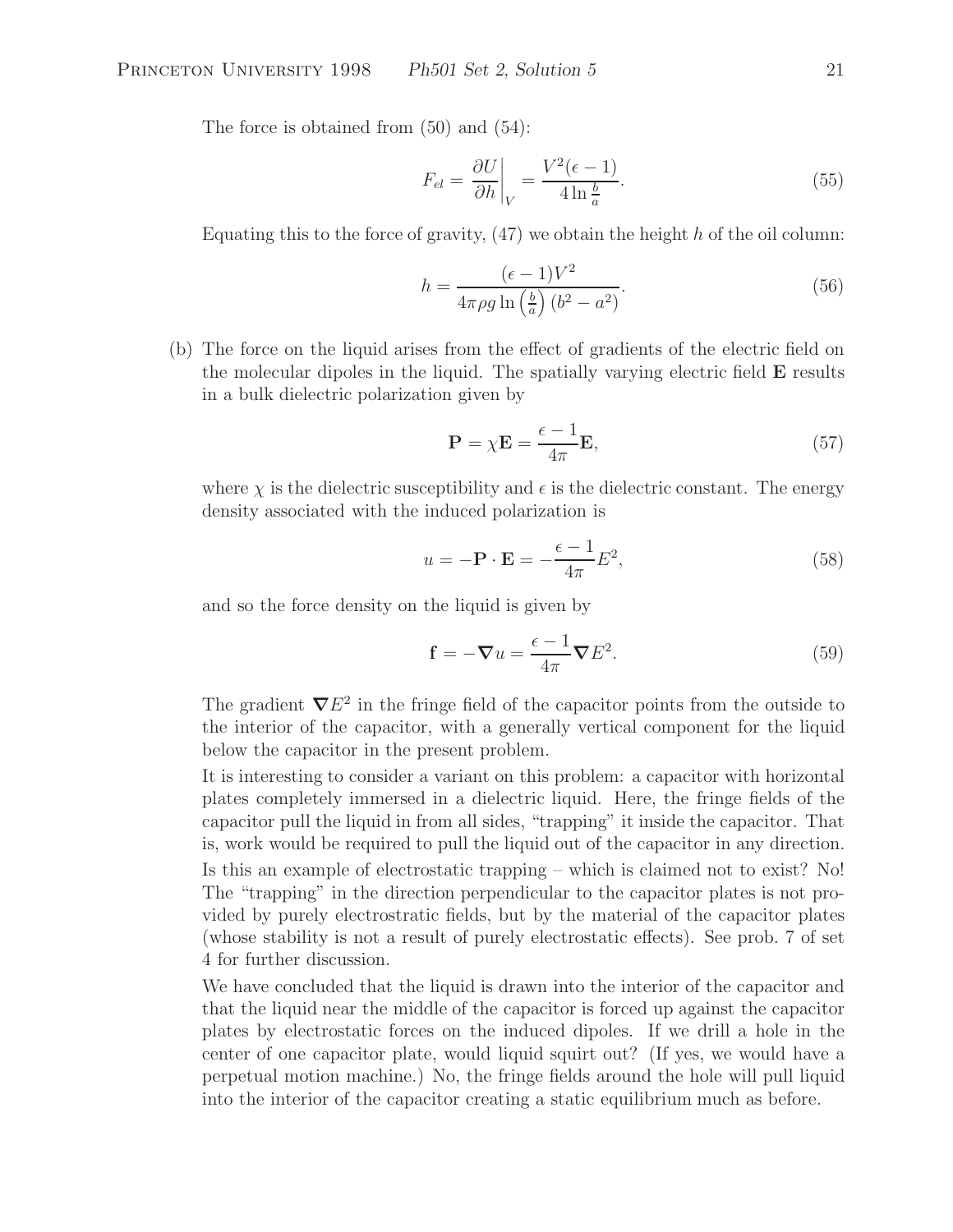The force is obtained from (50) and (54):

$$F_{el} = \left.\frac{\partial U}{\partial h}\right|_V = \frac{V^2(\epsilon - 1)}{4 \ln \frac{b}{a}}. \tag{55}$$

Equating this to the force of gravity, (47) we obtain the height $h$ of the oil column:

$$h = \frac{(\epsilon - 1)V^2}{4\pi \rho g \ln\left(\frac{b}{a}\right)(b^2 - a^2)}. \tag{56}$$

(b) The force on the liquid arises from the effect of gradients of the electric field on the molecular dipoles in the liquid. The spatially varying electric field $\mathbf{E}$ results in a bulk dielectric polarization given by

$$\mathbf{P} = \chi \mathbf{E} = \frac{\epsilon - 1}{4\pi}\mathbf{E}, \tag{57}$$

where $\chi$ is the dielectric susceptibility and $\epsilon$ is the dielectric constant. The energy density associated with the induced polarization is

$$u = -\mathbf{P} \cdot \mathbf{E} = -\frac{\epsilon - 1}{4\pi}E^2, \tag{58}$$

and so the force density on the liquid is given by

$$\mathbf{f} = -\boldsymbol{\nabla} u = \frac{\epsilon - 1}{4\pi}\boldsymbol{\nabla} E^2. \tag{59}$$

The gradient $\boldsymbol{\nabla} E^2$ in the fringe field of the capacitor points from the outside to the interior of the capacitor, with a generally vertical component for the liquid below the capacitor in the present problem.

It is interesting to consider a variant on this problem: a capacitor with horizontal plates completely immersed in a dielectric liquid. Here, the fringe fields of the capacitor pull the liquid in from all sides, "trapping" it inside the capacitor. That is, work would be required to pull the liquid out of the capacitor in any direction. Is this an example of electrostatic trapping – which is claimed not to exist? No! The "trapping" in the direction perpendicular to the capacitor plates is not provided by purely electrostratic fields, but by the material of the capacitor plates (whose stability is not a result of purely electrostatic effects). See prob. 7 of set 4 for further discussion.

We have concluded that the liquid is drawn into the interior of the capacitor and that the liquid near the middle of the capacitor is forced up against the capacitor plates by electrostatic forces on the induced dipoles. If we drill a hole in the center of one capacitor plate, would liquid squirt out? (If yes, we would have a perpetual motion machine.) No, the fringe fields around the hole will pull liquid into the interior of the capacitor creating a static equilibrium much as before.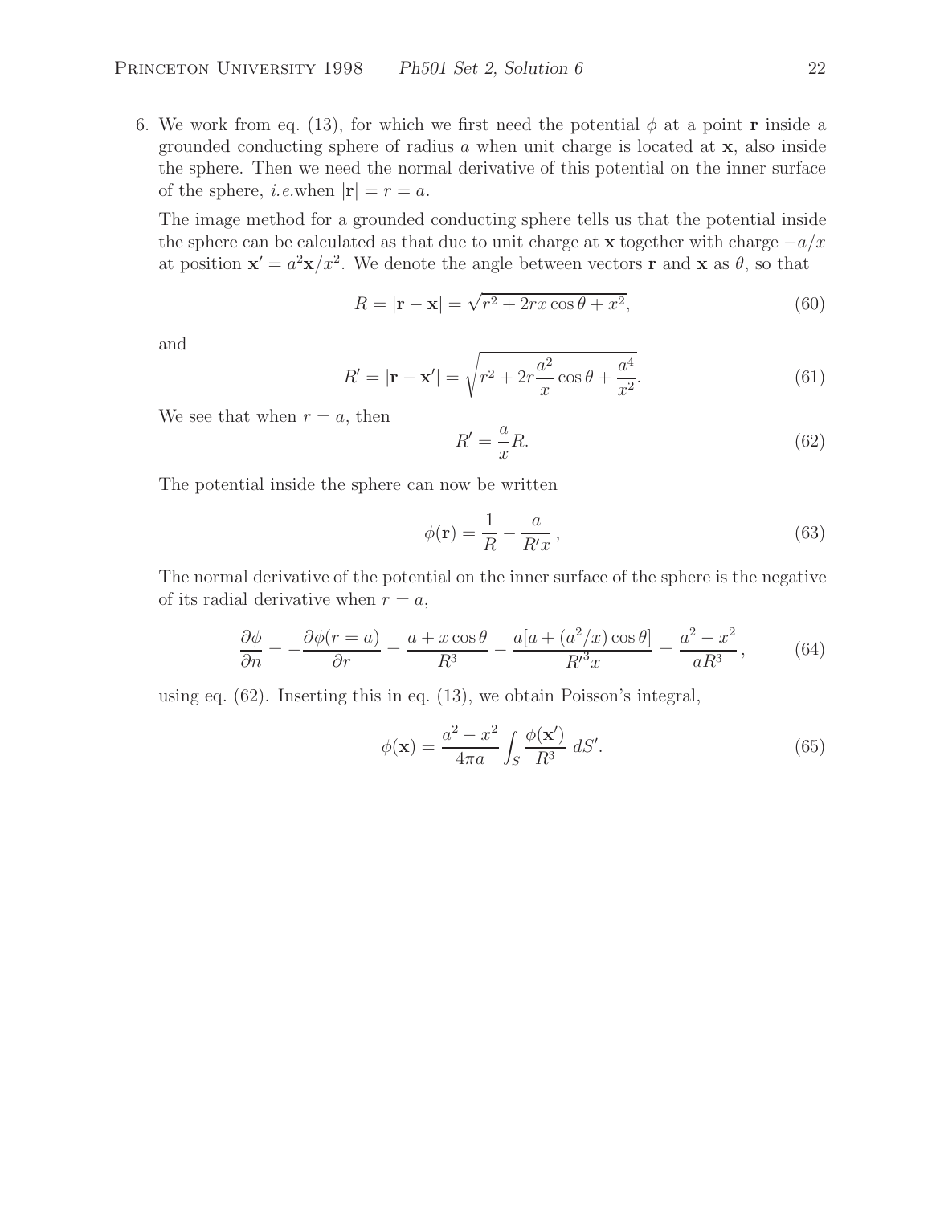6. We work from eq. (13), for which we first need the potential $\phi$ at a point $\mathbf{r}$ inside a grounded conducting sphere of radius $a$ when unit charge is located at $\mathbf{x}$, also inside the sphere. Then we need the normal derivative of this potential on the inner surface of the sphere, *i.e.*when $|\mathbf{r}| = r = a$.

   The image method for a grounded conducting sphere tells us that the potential inside the sphere can be calculated as that due to unit charge at $\mathbf{x}$ together with charge $-a/x$ at position $\mathbf{x}' = a^2\mathbf{x}/x^2$. We denote the angle between vectors $\mathbf{r}$ and $\mathbf{x}$ as $\theta$, so that

$$R = |\mathbf{r} - \mathbf{x}| = \sqrt{r^2 + 2rx\cos\theta + x^2}, \tag{60}$$

   and

$$R' = |\mathbf{r} - \mathbf{x}'| = \sqrt{r^2 + 2r\frac{a^2}{x}\cos\theta + \frac{a^4}{x^2}}. \tag{61}$$

   We see that when $r = a$, then

$$R' = \frac{a}{x}R. \tag{62}$$

   The potential inside the sphere can now be written

$$\phi(\mathbf{r}) = \frac{1}{R} - \frac{a}{R'x}\,, \tag{63}$$

   The normal derivative of the potential on the inner surface of the sphere is the negative of its radial derivative when $r = a$,

$$\frac{\partial \phi}{\partial n} = -\frac{\partial \phi(r = a)}{\partial r} = \frac{a + x\cos\theta}{R^3} - \frac{a[a + (a^2/x)\cos\theta]}{R'^3 x} = \frac{a^2 - x^2}{aR^3}\,, \tag{64}$$

   using eq. (62). Inserting this in eq. (13), we obtain Poisson's integral,

$$\phi(\mathbf{x}) = \frac{a^2 - x^2}{4\pi a}\int_S \frac{\phi(\mathbf{x}')}{R^3}\,dS'. \tag{65}$$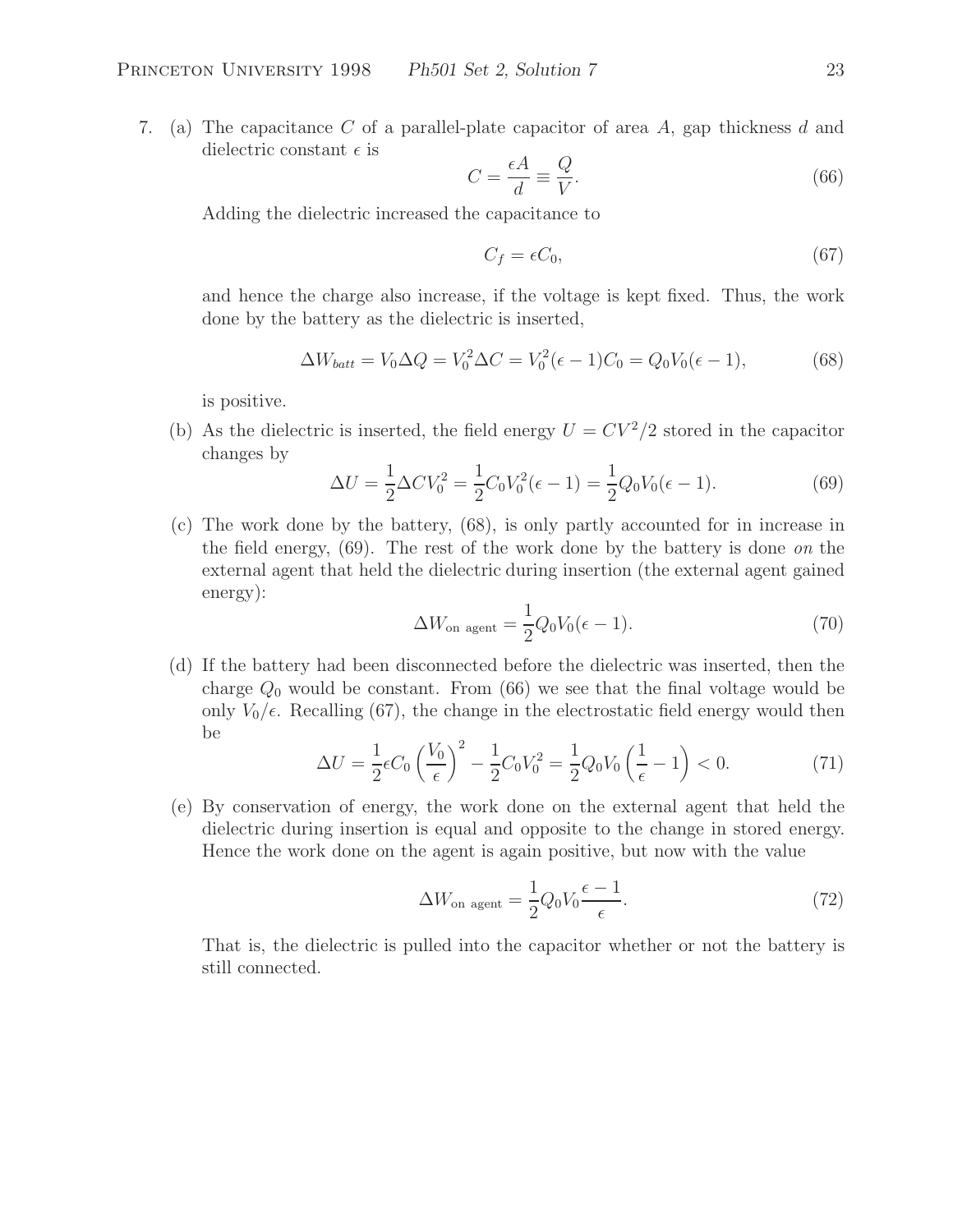7. (a) The capacitance $C$ of a parallel-plate capacitor of area $A$, gap thickness $d$ and dielectric constant $\epsilon$ is

$$C = \frac{\epsilon A}{d} \equiv \frac{Q}{V}. \tag{66}$$

Adding the dielectric increased the capacitance to

$$C_f = \epsilon C_0, \tag{67}$$

and hence the charge also increase, if the voltage is kept fixed. Thus, the work done by the battery as the dielectric is inserted,

$$\Delta W_{batt} = V_0 \Delta Q = V_0^2 \Delta C = V_0^2(\epsilon - 1)C_0 = Q_0 V_0(\epsilon - 1), \tag{68}$$

is positive.

(b) As the dielectric is inserted, the field energy $U = CV^2/2$ stored in the capacitor changes by

$$\Delta U = \frac{1}{2}\Delta C V_0^2 = \frac{1}{2}C_0 V_0^2(\epsilon - 1) = \frac{1}{2}Q_0 V_0(\epsilon - 1). \tag{69}$$

(c) The work done by the battery, (68), is only partly accounted for in increase in the field energy, (69). The rest of the work done by the battery is done *on* the external agent that held the dielectric during insertion (the external agent gained energy):

$$\Delta W_{\text{on agent}} = \frac{1}{2}Q_0 V_0(\epsilon - 1). \tag{70}$$

(d) If the battery had been disconnected before the dielectric was inserted, then the charge $Q_0$ would be constant. From (66) we see that the final voltage would be only $V_0/\epsilon$. Recalling (67), the change in the electrostatic field energy would then be

$$\Delta U = \frac{1}{2}\epsilon C_0 \left(\frac{V_0}{\epsilon}\right)^2 - \frac{1}{2}C_0 V_0^2 = \frac{1}{2}Q_0 V_0 \left(\frac{1}{\epsilon} - 1\right) < 0. \tag{71}$$

(e) By conservation of energy, the work done on the external agent that held the dielectric during insertion is equal and opposite to the change in stored energy. Hence the work done on the agent is again positive, but now with the value

$$\Delta W_{\text{on agent}} = \frac{1}{2}Q_0 V_0 \frac{\epsilon - 1}{\epsilon}. \tag{72}$$

That is, the dielectric is pulled into the capacitor whether or not the battery is still connected.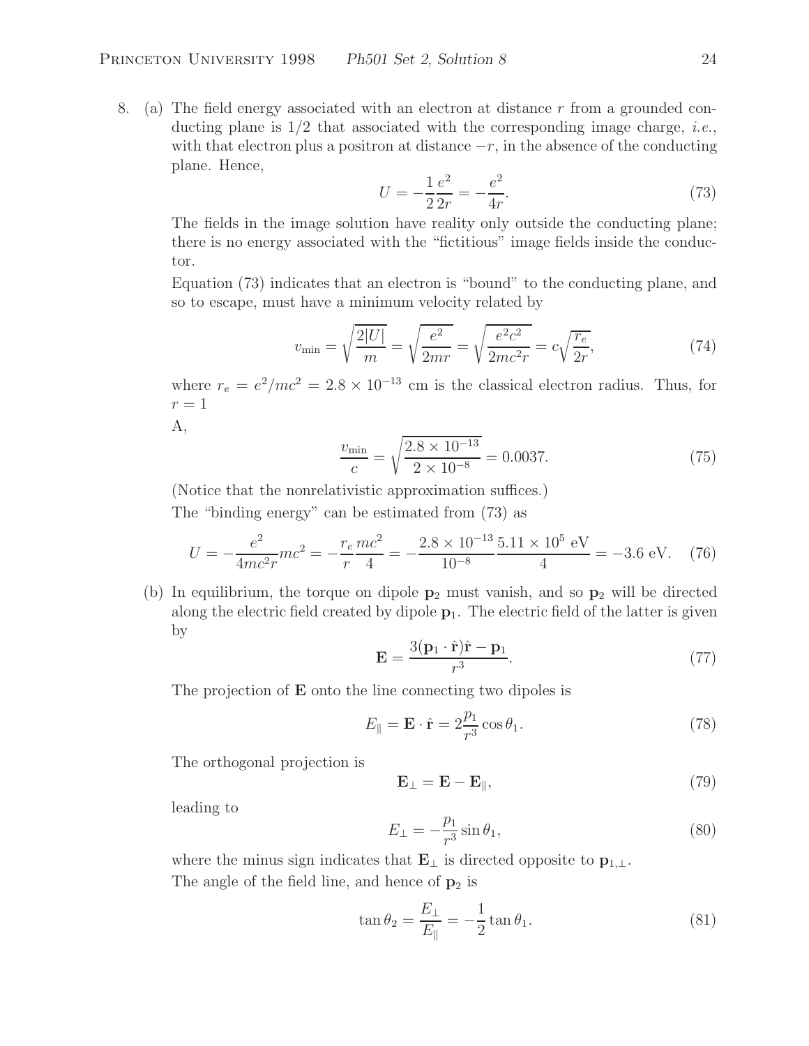8. (a) The field energy associated with an electron at distance $r$ from a grounded conducting plane is 1/2 that associated with the corresponding image charge, *i.e.*, with that electron plus a positron at distance $-r$, in the absence of the conducting plane. Hence,

$$U = -\frac{1}{2}\frac{e^2}{2r} = -\frac{e^2}{4r}. \tag{73}$$

The fields in the image solution have reality only outside the conducting plane; there is no energy associated with the "fictitious" image fields inside the conductor.

Equation (73) indicates that an electron is "bound" to the conducting plane, and so to escape, must have a minimum velocity related by

$$v_{\min} = \sqrt{\frac{2|U|}{m}} = \sqrt{\frac{e^2}{2mr}} = \sqrt{\frac{e^2c^2}{2mc^2r}} = c\sqrt{\frac{r_e}{2r}}, \tag{74}$$

where $r_e = e^2/mc^2 = 2.8 \times 10^{-13}$ cm is the classical electron radius. Thus, for $r = 1$
A,

$$\frac{v_{\min}}{c} = \sqrt{\frac{2.8 \times 10^{-13}}{2 \times 10^{-8}}} = 0.0037. \tag{75}$$

(Notice that the nonrelativistic approximation suffices.)

The "binding energy" can be estimated from (73) as

$$U = -\frac{e^2}{4mc^2r}mc^2 = -\frac{r_e}{r}\frac{mc^2}{4} = -\frac{2.8 \times 10^{-13}}{10^{-8}}\frac{5.11 \times 10^5 \text{ eV}}{4} = -3.6 \text{ eV}. \tag{76}$$

(b) In equilibrium, the torque on dipole $\mathbf{p}_2$ must vanish, and so $\mathbf{p}_2$ will be directed along the electric field created by dipole $\mathbf{p}_1$. The electric field of the latter is given by

$$\mathbf{E} = \frac{3(\mathbf{p}_1 \cdot \hat{\mathbf{r}})\hat{\mathbf{r}} - \mathbf{p}_1}{r^3}. \tag{77}$$

The projection of $\mathbf{E}$ onto the line connecting two dipoles is

$$E_\parallel = \mathbf{E} \cdot \hat{\mathbf{r}} = 2\frac{p_1}{r^3}\cos\theta_1. \tag{78}$$

The orthogonal projection is

$$\mathbf{E}_\perp = \mathbf{E} - \mathbf{E}_\parallel, \tag{79}$$

leading to

$$E_\perp = -\frac{p_1}{r^3}\sin\theta_1, \tag{80}$$

where the minus sign indicates that $\mathbf{E}_\perp$ is directed opposite to $\mathbf{p}_{1,\perp}$.

The angle of the field line, and hence of $\mathbf{p}_2$ is

$$\tan\theta_2 = \frac{E_\perp}{E_\parallel} = -\frac{1}{2}\tan\theta_1. \tag{81}$$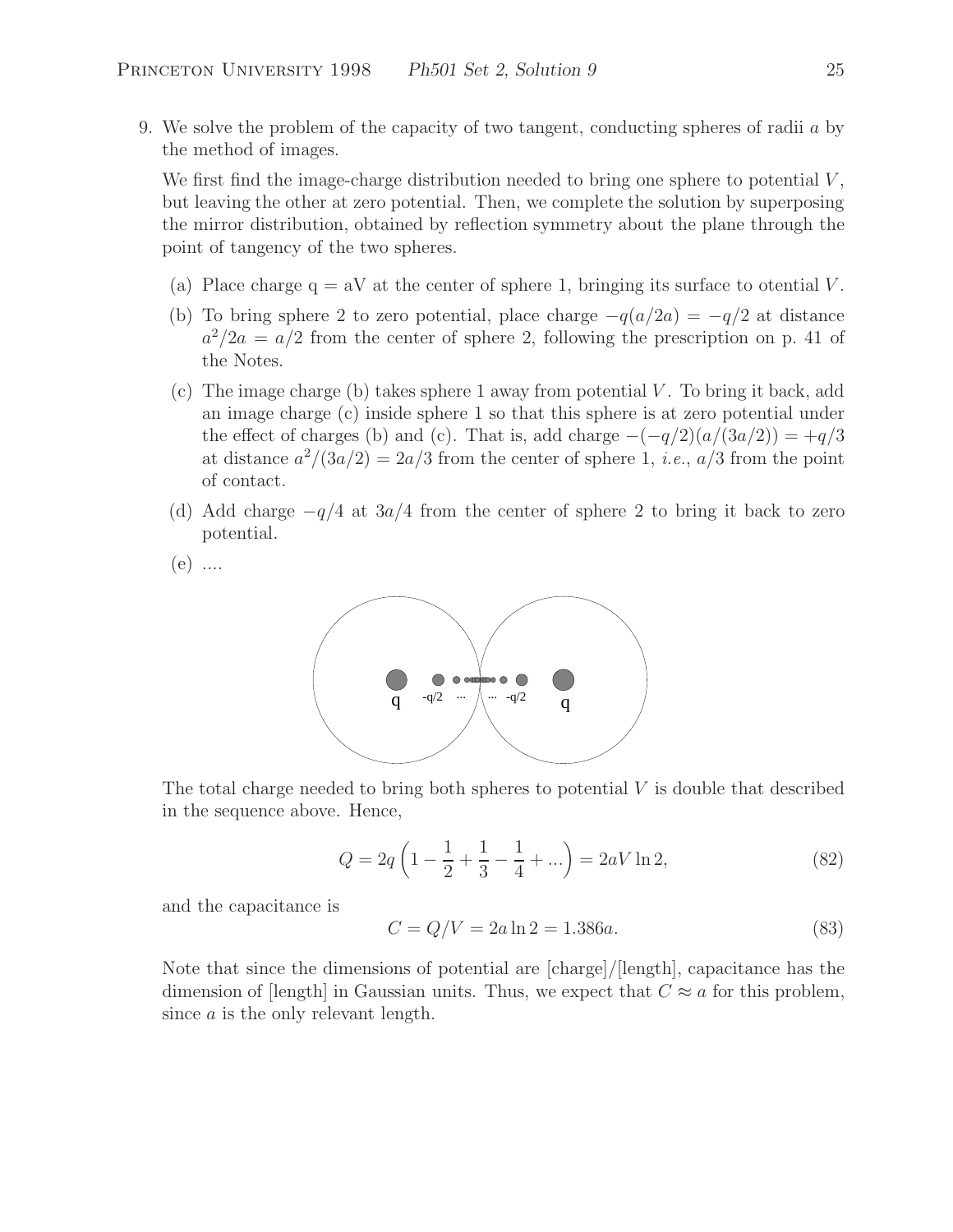9. We solve the problem of the capacity of two tangent, conducting spheres of radii $a$ by the method of images.

   We first find the image-charge distribution needed to bring one sphere to potential $V$, but leaving the other at zero potential. Then, we complete the solution by superposing the mirror distribution, obtained by reflection symmetry about the plane through the point of tangency of the two spheres.

   (a) Place charge q = aV at the center of sphere 1, bringing its surface to otential $V$.

   (b) To bring sphere 2 to zero potential, place charge $-q(a/2a) = -q/2$ at distance $a^2/2a = a/2$ from the center of sphere 2, following the prescription on p. 41 of the Notes.

   (c) The image charge (b) takes sphere 1 away from potential $V$. To bring it back, add an image charge (c) inside sphere 1 so that this sphere is at zero potential under the effect of charges (b) and (c). That is, add charge $-(-q/2)(a/(3a/2)) = +q/3$ at distance $a^2/(3a/2) = 2a/3$ from the center of sphere 1, *i.e.*, $a/3$ from the point of contact.

   (d) Add charge $-q/4$ at $3a/4$ from the center of sphere 2 to bring it back to zero potential.

   (e) ....

   The total charge needed to bring both spheres to potential $V$ is double that described in the sequence above. Hence,

$$Q = 2q\left(1 - \frac{1}{2} + \frac{1}{3} - \frac{1}{4} + ...\right) = 2aV \ln 2, \tag{82}$$

   and the capacitance is

$$C = Q/V = 2a \ln 2 = 1.386a. \tag{83}$$

   Note that since the dimensions of potential are [charge]/[length], capacitance has the dimension of [length] in Gaussian units. Thus, we expect that $C \approx a$ for this problem, since $a$ is the only relevant length.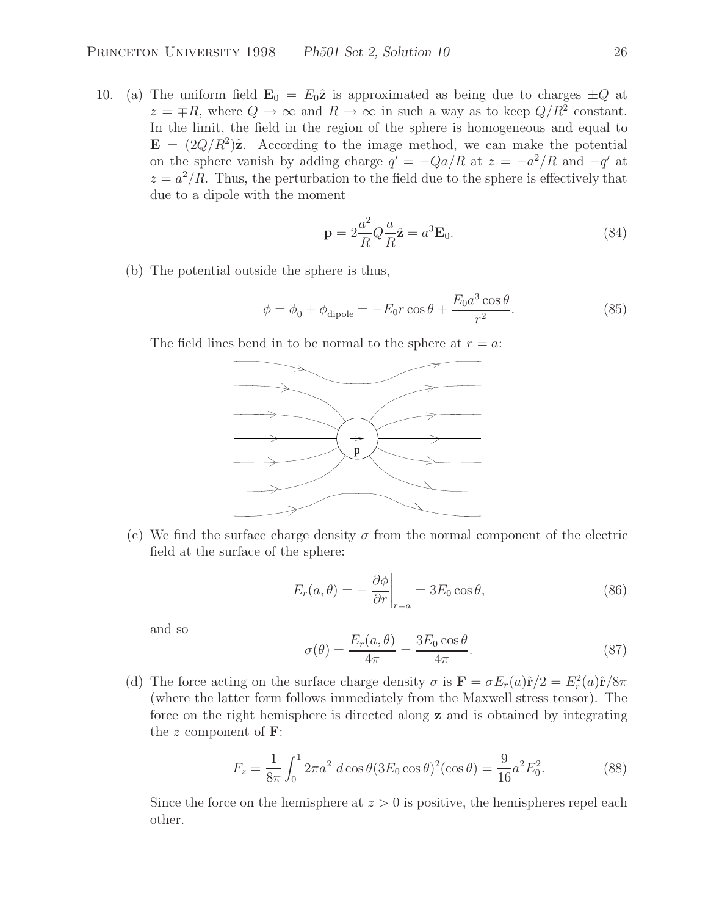10. (a) The uniform field $\mathbf{E}_0 = E_0\hat{\mathbf{z}}$ is approximated as being due to charges $\pm Q$ at $z = \mp R$, where $Q \to \infty$ and $R \to \infty$ in such a way as to keep $Q/R^2$ constant. In the limit, the field in the region of the sphere is homogeneous and equal to $\mathbf{E} = (2Q/R^2)\hat{\mathbf{z}}$. According to the image method, we can make the potential on the sphere vanish by adding charge $q' = -Qa/R$ at $z = -a^2/R$ and $-q'$ at $z = a^2/R$. Thus, the perturbation to the field due to the sphere is effectively that due to a dipole with the moment

$$\mathbf{p} = 2\frac{a^2}{R}Q\frac{a}{R}\hat{\mathbf{z}} = a^3\mathbf{E}_0. \tag{84}$$

(b) The potential outside the sphere is thus,

$$\phi = \phi_0 + \phi_{\text{dipole}} = -E_0 r\cos\theta + \frac{E_0 a^3 \cos\theta}{r^2}. \tag{85}$$

The field lines bend in to be normal to the sphere at $r = a$:

(c) We find the surface charge density $\sigma$ from the normal component of the electric field at the surface of the sphere:

$$E_r(a,\theta) = -\left.\frac{\partial\phi}{\partial r}\right|_{r=a} = 3E_0\cos\theta, \tag{86}$$

and so

$$\sigma(\theta) = \frac{E_r(a,\theta)}{4\pi} = \frac{3E_0\cos\theta}{4\pi}. \tag{87}$$

(d) The force acting on the surface charge density $\sigma$ is $\mathbf{F} = \sigma E_r(a)\hat{\mathbf{r}}/2 = E_r^2(a)\hat{\mathbf{r}}/8\pi$ (where the latter form follows immediately from the Maxwell stress tensor). The force on the right hemisphere is directed along $\mathbf{z}$ and is obtained by integrating the $z$ component of $\mathbf{F}$:

$$F_z = \frac{1}{8\pi}\int_0^1 2\pi a^2 \; d\cos\theta(3E_0\cos\theta)^2(\cos\theta) = \frac{9}{16}a^2E_0^2. \tag{88}$$

Since the force on the hemisphere at $z > 0$ is positive, the hemispheres repel each other.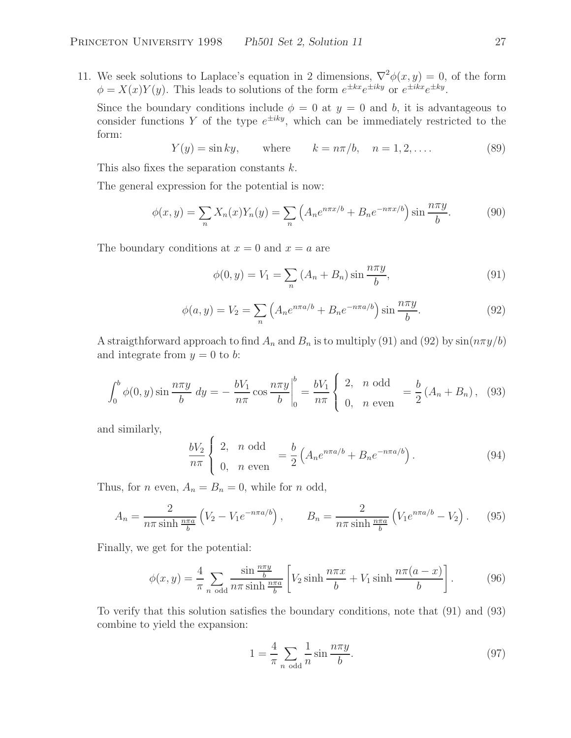11. We seek solutions to Laplace's equation in 2 dimensions, $\nabla^2\phi(x,y) = 0$, of the form $\phi = X(x)Y(y)$. This leads to solutions of the form $e^{\pm kx}e^{\pm iky}$ or $e^{\pm ikx}e^{\pm ky}$.

   Since the boundary conditions include $\phi = 0$ at $y = 0$ and $b$, it is advantageous to consider functions $Y$ of the type $e^{\pm iky}$, which can be immediately restricted to the form:

$$Y(y) = \sin ky, \qquad \text{where} \qquad k = n\pi/b, \quad n = 1, 2, \ldots. \tag{89}$$

   This also fixes the separation constants $k$.

   The general expression for the potential is now:

$$\phi(x,y) = \sum_n X_n(x)Y_n(y) = \sum_n \left(A_n e^{n\pi x/b} + B_n e^{-n\pi x/b}\right)\sin\frac{n\pi y}{b}. \tag{90}$$

   The boundary conditions at $x = 0$ and $x = a$ are

$$\phi(0,y) = V_1 = \sum_n (A_n + B_n)\sin\frac{n\pi y}{b}, \tag{91}$$

$$\phi(a,y) = V_2 = \sum_n \left(A_n e^{n\pi a/b} + B_n e^{-n\pi a/b}\right)\sin\frac{n\pi y}{b}. \tag{92}$$

   A straigthforward approach to find $A_n$ and $B_n$ is to multiply (91) and (92) by $\sin(n\pi y/b)$ and integrate from $y = 0$ to $b$:

$$\int_0^b \phi(0,y)\sin\frac{n\pi y}{b}\,dy = -\left.\frac{bV_1}{n\pi}\cos\frac{n\pi y}{b}\right|_0^b = \frac{bV_1}{n\pi}\left\{\begin{array}{ll} 2, & n \text{ odd} \\ 0, & n \text{ even} \end{array}\right. = \frac{b}{2}(A_n + B_n), \tag{93}$$

   and similarly,

$$\frac{bV_2}{n\pi}\left\{\begin{array}{ll} 2, & n \text{ odd} \\ 0, & n \text{ even} \end{array}\right. = \frac{b}{2}\left(A_n e^{n\pi a/b} + B_n e^{-n\pi a/b}\right). \tag{94}$$

   Thus, for $n$ even, $A_n = B_n = 0$, while for $n$ odd,

$$A_n = \frac{2}{n\pi\sinh\frac{n\pi a}{b}}\left(V_2 - V_1 e^{-n\pi a/b}\right), \qquad B_n = \frac{2}{n\pi\sinh\frac{n\pi a}{b}}\left(V_1 e^{n\pi a/b} - V_2\right). \tag{95}$$

   Finally, we get for the potential:

$$\phi(x,y) = \frac{4}{\pi}\sum_{n\text{ odd}} \frac{\sin\frac{n\pi y}{b}}{n\pi\sinh\frac{n\pi a}{b}}\left[V_2\sinh\frac{n\pi x}{b} + V_1\sinh\frac{n\pi(a-x)}{b}\right]. \tag{96}$$

   To verify that this solution satisfies the boundary conditions, note that (91) and (93) combine to yield the expansion:

$$1 = \frac{4}{\pi}\sum_{n\text{ odd}}\frac{1}{n}\sin\frac{n\pi y}{b}. \tag{97}$$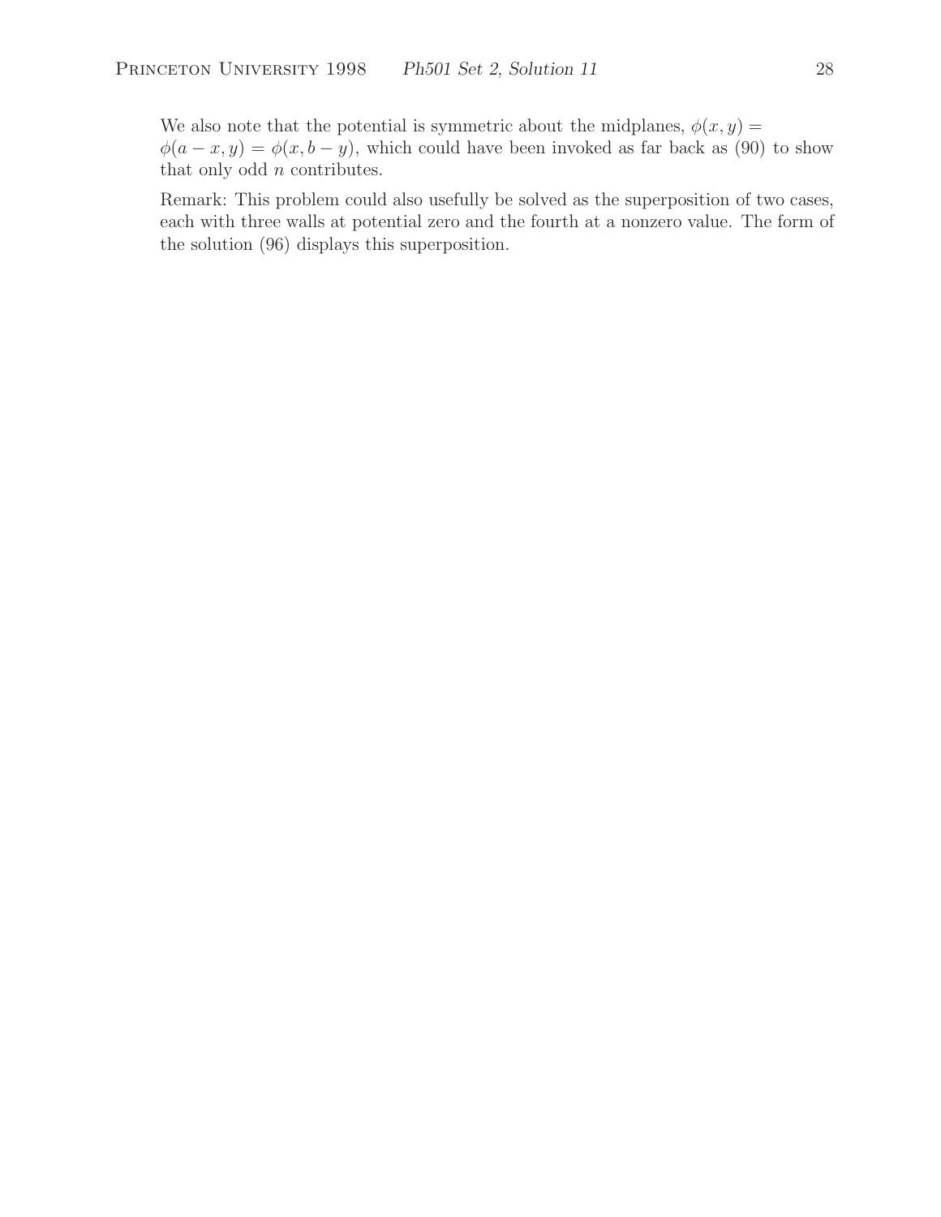We also note that the potential is symmetric about the midplanes, $\phi(x, y) = \phi(a - x, y) = \phi(x, b - y)$, which could have been invoked as far back as (90) to show that only odd $n$ contributes.

Remark: This problem could also usefully be solved as the superposition of two cases, each with three walls at potential zero and the fourth at a nonzero value. The form of the solution (96) displays this superposition.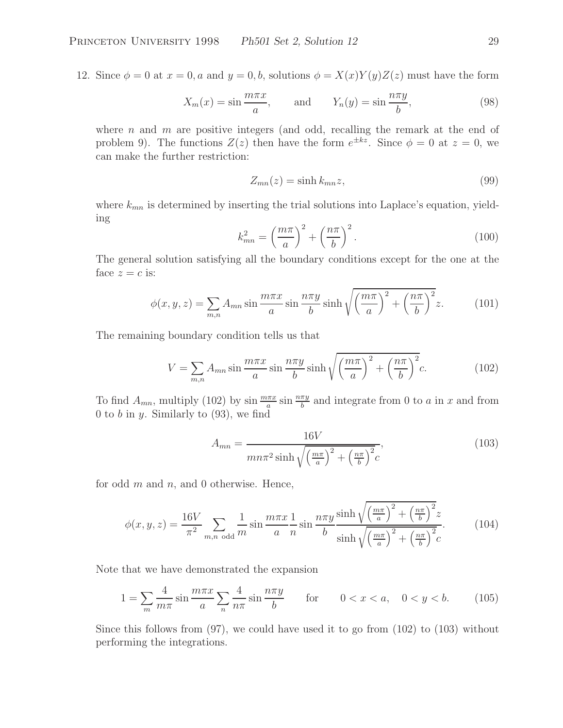12. Since $\phi = 0$ at $x = 0, a$ and $y = 0, b$, solutions $\phi = X(x)Y(y)Z(z)$ must have the form

$$X_m(x) = \sin\frac{m\pi x}{a}, \qquad \text{and} \qquad Y_n(y) = \sin\frac{n\pi y}{b}, \tag{98}$$

where $n$ and $m$ are positive integers (and odd, recalling the remark at the end of problem 9). The functions $Z(z)$ then have the form $e^{\pm kz}$. Since $\phi = 0$ at $z = 0$, we can make the further restriction:

$$Z_{mn}(z) = \sinh k_{mn} z, \tag{99}$$

where $k_{mn}$ is determined by inserting the trial solutions into Laplace's equation, yielding

$$k_{mn}^2 = \left(\frac{m\pi}{a}\right)^2 + \left(\frac{n\pi}{b}\right)^2. \tag{100}$$

The general solution satisfying all the boundary conditions except for the one at the face $z = c$ is:

$$\phi(x, y, z) = \sum_{m,n} A_{mn} \sin\frac{m\pi x}{a} \sin\frac{n\pi y}{b} \sinh\sqrt{\left(\frac{m\pi}{a}\right)^2 + \left(\frac{n\pi}{b}\right)^2}\, z. \tag{101}$$

The remaining boundary condition tells us that

$$V = \sum_{m,n} A_{mn} \sin\frac{m\pi x}{a} \sin\frac{n\pi y}{b} \sinh\sqrt{\left(\frac{m\pi}{a}\right)^2 + \left(\frac{n\pi}{b}\right)^2}\, c. \tag{102}$$

To find $A_{mn}$, multiply (102) by $\sin\frac{m\pi x}{a}\sin\frac{n\pi y}{b}$ and integrate from 0 to $a$ in $x$ and from 0 to $b$ in $y$. Similarly to (93), we find

$$A_{mn} = \frac{16V}{mn\pi^2 \sinh\sqrt{\left(\frac{m\pi}{a}\right)^2 + \left(\frac{n\pi}{b}\right)^2}\, c}, \tag{103}$$

for odd $m$ and $n$, and 0 otherwise. Hence,

$$\phi(x, y, z) = \frac{16V}{\pi^2} \sum_{m,n \text{ odd}} \frac{1}{m} \sin\frac{m\pi x}{a} \frac{1}{n} \sin\frac{n\pi y}{b} \frac{\sinh\sqrt{\left(\frac{m\pi}{a}\right)^2 + \left(\frac{n\pi}{b}\right)^2}\, z}{\sinh\sqrt{\left(\frac{m\pi}{a}\right)^2 + \left(\frac{n\pi}{b}\right)^2}\, c}. \tag{104}$$

Note that we have demonstrated the expansion

$$1 = \sum_m \frac{4}{m\pi} \sin\frac{m\pi x}{a} \sum_n \frac{4}{n\pi} \sin\frac{n\pi y}{b} \qquad \text{for} \qquad 0 < x < a, \quad 0 < y < b. \tag{105}$$

Since this follows from (97), we could have used it to go from (102) to (103) without performing the integrations.